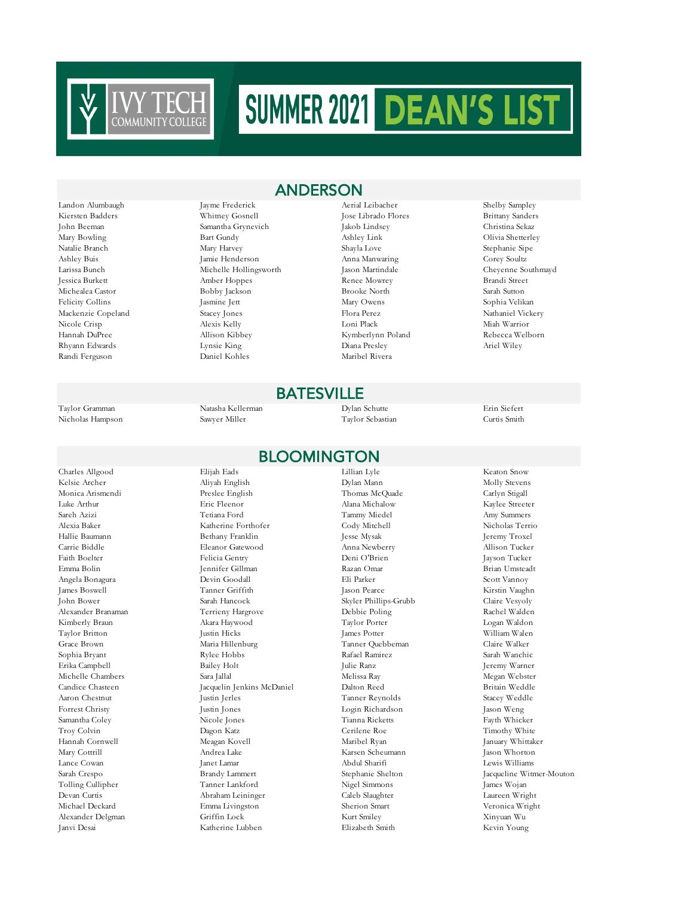# Ivy Tech Community College — SUMMER 2021 DEAN'S LIST

## ANDERSON

Landon Alumbaugh
Kiersten Badders
John Beeman
Mary Bowling
Natalie Branch
Ashley Buis
Larissa Bunch
Jessica Burkett
Michealea Castor
Felicity Collins
Mackenzie Copeland
Nicole Crisp
Hannah DuPree
Rhyann Edwards
Randi Ferguson
Jayme Frederick
Whitney Gosnell
Samantha Grynevich
Bart Gundy
Mary Harvey
Jamie Henderson
Michelle Hollingsworth
Amber Hoppes
Bobby Jackson
Jasmine Jett
Stacey Jones
Alexis Kelly
Allison Kibbey
Lynsie King
Daniel Kohles
Aerial Leibacher
Jose Librado Flores
Jakob Lindsey
Ashley Link
Shayla Love
Anna Manwaring
Jason Martindale
Renee Mowrey
Brooke North
Mary Owens
Flora Perez
Loni Plack
Kymberlynn Poland
Diana Presley
Maribel Rivera
Shelby Sampley
Brittany Sanders
Christina Sekaz
Olivia Shetterley
Stephanie Sipe
Corey Soultz
Cheyenne Southmayd
Brandi Street
Sarah Sutton
Sophia Velikan
Nathaniel Vickery
Miah Warrior
Rebecca Welborn
Ariel Wiley

## BATESVILLE

Taylor Gramman
Nicholas Hampson
Natasha Kellerman
Sawyer Miller
Dylan Schutte
Taylor Sebastian
Erin Siefert
Curtis Smith

## BLOOMINGTON

Charles Allgood
Kelsie Archer
Monica Arismendi
Luke Arthur
Sareh Azizi
Alexia Baker
Hallie Baumann
Carrie Biddle
Faith Boelter
Emma Bolin
Angela Bonagura
James Boswell
John Bower
Alexander Branaman
Kimberly Braun
Taylor Britton
Grace Brown
Sophia Bryant
Erika Campbell
Michelle Chambers
Candice Chasteen
Aaron Chestnut
Forrest Christy
Samantha Coley
Troy Colvin
Hannah Cornwell
Mary Cottrill
Lance Cowan
Sarah Crespo
Tolling Cullipher
Devan Curtis
Michael Deckard
Alexander Delgman
Janvi Desai
Elijah Eads
Aliyah English
Preslee English
Eric Fleenor
Tetiana Ford
Katherine Forthofer
Bethany Franklin
Eleanor Gatewood
Felicia Gentry
Jennifer Gillman
Devin Goodall
Tanner Griffith
Sarah Hancock
Terrieny Hargrove
Akara Haywood
Justin Hicks
Maria Hillenburg
Rylee Hobbs
Bailey Holt
Sara Jallal
Jacquelin Jenkins McDaniel
Justin Jerles
Justin Jones
Nicole Jones
Dagon Katz
Meagan Kovell
Andrea Lake
Janet Lamar
Brandy Lammert
Tanner Lankford
Abraham Leininger
Emma Livingston
Griffin Lock
Katherine Lubben
Lillian Lyle
Dylan Mann
Thomas McQuade
Alana Michalow
Tammy Miedel
Cody Mitchell
Jesse Mysak
Anna Newberry
Deni O'Brien
Razan Omar
Eli Parker
Jason Pearce
Skyler Phillips-Grubb
Debbie Poling
Taylor Porter
James Potter
Tanner Quebbeman
Rafael Ramirez
Julie Ranz
Melissa Ray
Dalton Reed
Tanner Reynolds
Login Richardson
Tianna Ricketts
Cerilene Roe
Maribel Ryan
Karsen Scheumann
Abdul Sharifi
Stephanie Shelton
Nigel Simmons
Caleb Slaughter
Sherion Smart
Kurt Smiley
Elizabeth Smith
Keaton Snow
Molly Stevens
Carlyn Stigall
Kaylee Streeter
Amy Summers
Nicholas Terrio
Jeremy Troxel
Allison Tucker
Jayson Tucker
Brian Umsteadt
Scott Vannoy
Kirstin Vaughn
Claire Vesyoly
Rachel Walden
Logan Waldon
William Walen
Claire Walker
Sarah Wanchic
Jeremy Warner
Megan Webster
Britain Weddle
Stacey Weddle
Jason Weng
Fayth Whicker
Timothy White
January Whittaker
Jason Whorton
Lewis Williams
Jacqueline Witmer-Mouton
James Wojan
Laureen Wright
Veronica Wright
Xinyuan Wu
Kevin Young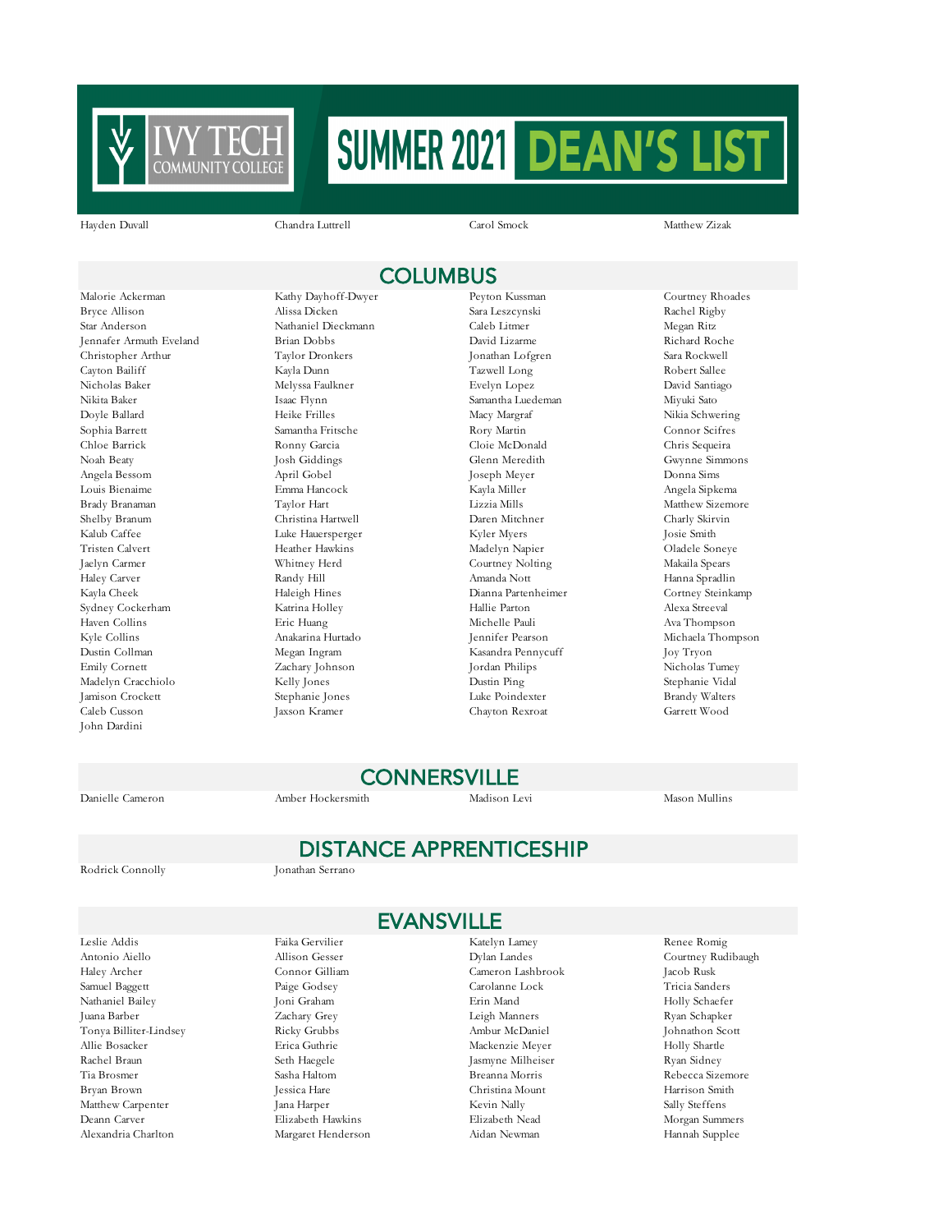# SUMMER 2021 DEAN'S LIST

Hayden Duvall
Chandra Luttrell
Carol Smock
Matthew Zizak

## COLUMBUS

Malorie Ackerman
Bryce Allison
Star Anderson
Jennafer Armuth Eveland
Christopher Arthur
Cayton Bailiff
Nicholas Baker
Nikita Baker
Doyle Ballard
Sophia Barrett
Chloe Barrick
Noah Beaty
Angela Bessom
Louis Bienaime
Brady Branaman
Shelby Branum
Kalub Caffee
Tristen Calvert
Jaelyn Carmer
Haley Carver
Kayla Cheek
Sydney Cockerham
Haven Collins
Kyle Collins
Dustin Collman
Emily Cornett
Madelyn Cracchiolo
Jamison Crockett
Caleb Cusson
John Dardini
Kathy Dayhoff-Dwyer
Alissa Dicken
Nathaniel Dieckmann
Brian Dobbs
Taylor Dronkers
Kayla Dunn
Melyssa Faulkner
Isaac Flynn
Heike Frilles
Samantha Fritsche
Ronny Garcia
Josh Giddings
April Gobel
Emma Hancock
Taylor Hart
Christina Hartwell
Luke Hauersperger
Heather Hawkins
Whitney Herd
Randy Hill
Haleigh Hines
Katrina Holley
Eric Huang
Anakarina Hurtado
Megan Ingram
Zachary Johnson
Kelly Jones
Stephanie Jones
Jaxson Kramer
Peyton Kussman
Sara Leszcynski
Caleb Litmer
David Lizarme
Jonathan Lofgren
Tazwell Long
Evelyn Lopez
Samantha Luedeman
Macy Margraf
Rory Martin
Cloie McDonald
Glenn Meredith
Joseph Meyer
Kayla Miller
Lizzia Mills
Daren Mitchner
Kyler Myers
Madelyn Napier
Courtney Nolting
Amanda Nott
Dianna Partenheimer
Hallie Parton
Michelle Pauli
Jennifer Pearson
Kasandra Pennycuff
Jordan Philips
Dustin Ping
Luke Poindexter
Chayton Rexroat
Courtney Rhoades
Rachel Rigby
Megan Ritz
Richard Roche
Sara Rockwell
Robert Sallee
David Santiago
Miyuki Sato
Nikia Schwering
Connor Scifres
Chris Sequeira
Gwynne Simmons
Donna Sims
Angela Sipkema
Matthew Sizemore
Charly Skirvin
Josie Smith
Oladele Soneye
Makaila Spears
Hanna Spradlin
Cortney Steinkamp
Alexa Streeval
Ava Thompson
Michaela Thompson
Joy Tryon
Nicholas Tumey
Stephanie Vidal
Brandy Walters
Garrett Wood

## CONNERSVILLE

Danielle Cameron
Amber Hockersmith
Madison Levi
Mason Mullins

## DISTANCE APPRENTICESHIP

Rodrick Connolly
Jonathan Serrano

## EVANSVILLE

Leslie Addis
Antonio Aiello
Haley Archer
Samuel Baggett
Nathaniel Bailey
Juana Barber
Tonya Billiter-Lindsey
Allie Bosacker
Rachel Braun
Tia Brosmer
Bryan Brown
Matthew Carpenter
Deann Carver
Alexandria Charlton
Faika Gervilier
Allison Gesser
Connor Gilliam
Paige Godsey
Joni Graham
Zachary Grey
Ricky Grubbs
Erica Guthrie
Seth Haegele
Sasha Haltom
Jessica Hare
Jana Harper
Elizabeth Hawkins
Margaret Henderson
Katelyn Lamey
Dylan Landes
Cameron Lashbrook
Carolanne Lock
Erin Mand
Leigh Manners
Ambur McDaniel
Mackenzie Meyer
Jasmyne Milheiser
Breanna Morris
Christina Mount
Kevin Nally
Elizabeth Nead
Aidan Newman
Renee Romig
Courtney Rudibaugh
Jacob Rusk
Tricia Sanders
Holly Schaefer
Ryan Schapker
Johnathon Scott
Holly Shartle
Ryan Sidney
Rebecca Sizemore
Harrison Smith
Sally Steffens
Morgan Summers
Hannah Supplee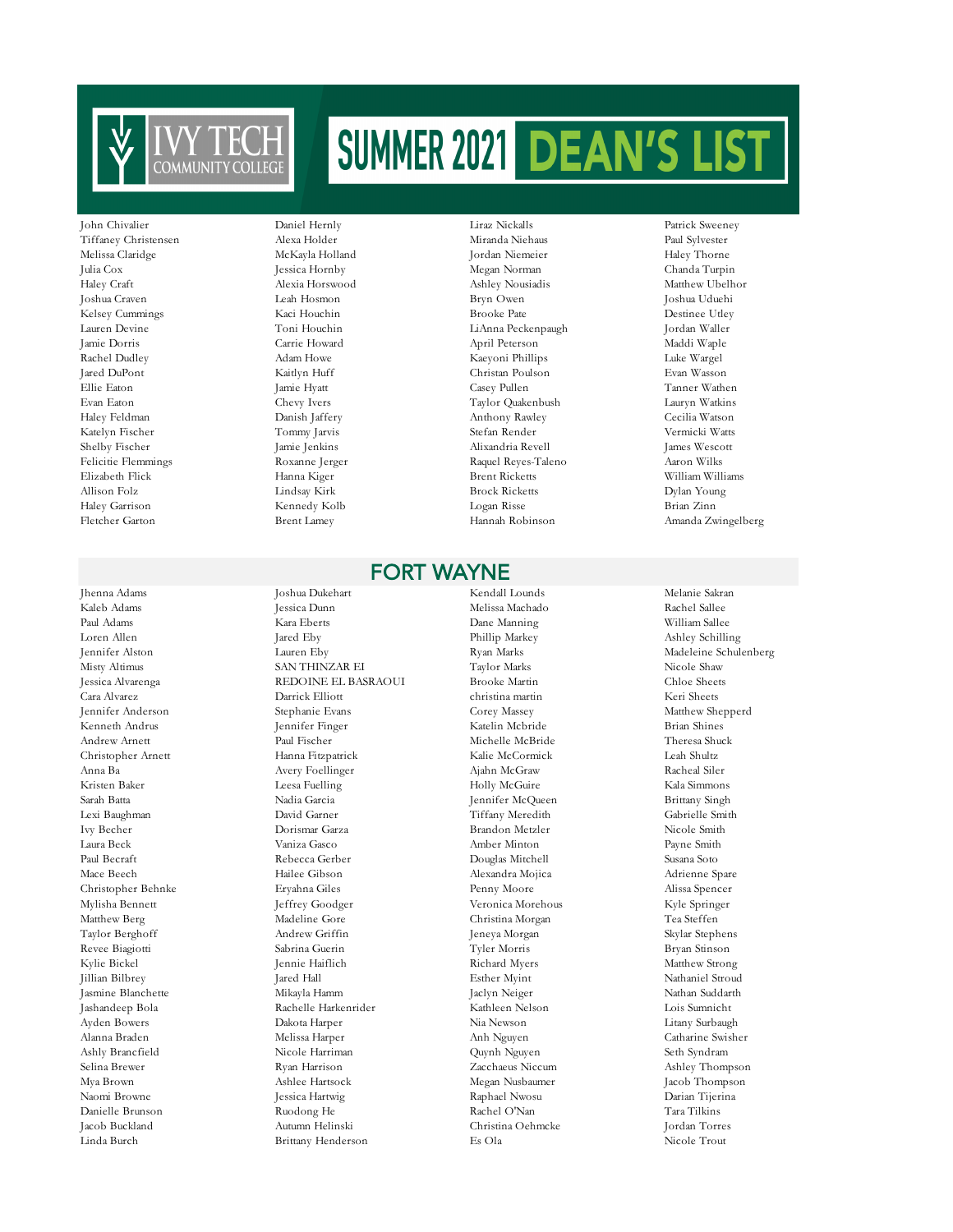# IVY TECH COMMUNITY COLLEGE

# SUMMER 2021 DEAN'S LIST

John Chivalier
Tiffaney Christensen
Melissa Claridge
Julia Cox
Haley Craft
Joshua Craven
Kelsey Cummings
Lauren Devine
Jamie Dorris
Rachel Dudley
Jared DuPont
Ellie Eaton
Evan Eaton
Haley Feldman
Katelyn Fischer
Shelby Fischer
Felicitie Flemmings
Elizabeth Flick
Allison Folz
Haley Garrison
Fletcher Garton
Daniel Hernly
Alexa Holder
McKayla Holland
Jessica Hornby
Alexia Horswood
Leah Hosmon
Kaci Houchin
Toni Houchin
Carrie Howard
Adam Howe
Kaitlyn Huff
Jamie Hyatt
Chevy Ivers
Danish Jaffery
Tommy Jarvis
Jamie Jenkins
Roxanne Jerger
Hanna Kiger
Lindsay Kirk
Kennedy Kolb
Brent Lamey
Liraz Nickalls
Miranda Niehaus
Jordan Niemeier
Megan Norman
Ashley Nousiadis
Bryn Owen
Brooke Pate
LiAnna Peckenpaugh
April Peterson
Kaeyoni Phillips
Christan Poulson
Casey Pullen
Taylor Quakenbush
Anthony Rawley
Stefan Render
Alixandria Revell
Raquel Reyes-Taleno
Brent Ricketts
Brock Ricketts
Logan Risse
Hannah Robinson
Patrick Sweeney
Paul Sylvester
Haley Thorne
Chanda Turpin
Matthew Ubelhor
Joshua Uduehi
Destinee Utley
Jordan Waller
Maddi Waple
Luke Wargel
Evan Wasson
Tanner Wathen
Lauryn Watkins
Cecilia Watson
Vermicki Watts
James Wescott
Aaron Wilks
William Williams
Dylan Young
Brian Zinn
Amanda Zwingelberg

## FORT WAYNE

Jhenna Adams
Kaleb Adams
Paul Adams
Loren Allen
Jennifer Alston
Misty Altimus
Jessica Alvarenga
Cara Alvarez
Jennifer Anderson
Kenneth Andrus
Andrew Arnett
Christopher Arnett
Anna Ba
Kristen Baker
Sarah Batta
Lexi Baughman
Ivy Becher
Laura Beck
Paul Becraft
Mace Beech
Christopher Behnke
Mylisha Bennett
Matthew Berg
Taylor Berghoff
Revee Biagiotti
Kylie Bickel
Jillian Bilbrey
Jasmine Blanchette
Jashandeep Bola
Ayden Bowers
Alanna Braden
Ashly Brancfield
Selina Brewer
Mya Brown
Naomi Browne
Danielle Brunson
Jacob Buckland
Linda Burch
Joshua Dukehart
Jessica Dunn
Kara Eberts
Jared Eby
Lauren Eby
SAN THINZAR EI
REDOINE EL BASRAOUI
Darrick Elliott
Stephanie Evans
Jennifer Finger
Paul Fischer
Hanna Fitzpatrick
Avery Foellinger
Leesa Fuelling
Nadia Garcia
David Garner
Dorismar Garza
Vaniza Gasco
Rebecca Gerber
Hailee Gibson
Eryahna Giles
Jeffrey Goodger
Madeline Gore
Andrew Griffin
Sabrina Guerin
Jennie Haiflich
Jared Hall
Mikayla Hamm
Rachelle Harkenrider
Dakota Harper
Melissa Harper
Nicole Harriman
Ryan Harrison
Ashlee Hartsock
Jessica Hartwig
Ruodong He
Autumn Helinski
Brittany Henderson
Kendall Lounds
Melissa Machado
Dane Manning
Phillip Markey
Ryan Marks
Taylor Marks
Brooke Martin
christina martin
Corey Massey
Katelin Mcbride
Michelle McBride
Kalie McCormick
Ajahn McGraw
Holly McGuire
Jennifer McQueen
Tiffany Meredith
Brandon Metzler
Amber Minton
Douglas Mitchell
Alexandra Mojica
Penny Moore
Veronica Morehous
Christina Morgan
Jeneya Morgan
Tyler Morris
Richard Myers
Esther Myint
Jaclyn Neiger
Kathleen Nelson
Nia Newson
Anh Nguyen
Quynh Nguyen
Zacchaeus Niccum
Megan Nusbaumer
Raphael Nwosu
Rachel O'Nan
Christina Oehmcke
Es Ola
Melanie Sakran
Rachel Sallee
William Sallee
Ashley Schilling
Madeleine Schulenberg
Nicole Shaw
Chloe Sheets
Keri Sheets
Matthew Shepperd
Brian Shines
Theresa Shuck
Leah Shultz
Racheal Siler
Kala Simmons
Brittany Singh
Gabrielle Smith
Nicole Smith
Payne Smith
Susana Soto
Adrienne Spare
Alissa Spencer
Kyle Springer
Tea Steffen
Skylar Stephens
Bryan Stinson
Matthew Strong
Nathaniel Stroud
Nathan Suddarth
Lois Sumnicht
Litany Surbaugh
Catharine Swisher
Seth Syndram
Ashley Thompson
Jacob Thompson
Darian Tijerina
Tara Tilkins
Jordan Torres
Nicole Trout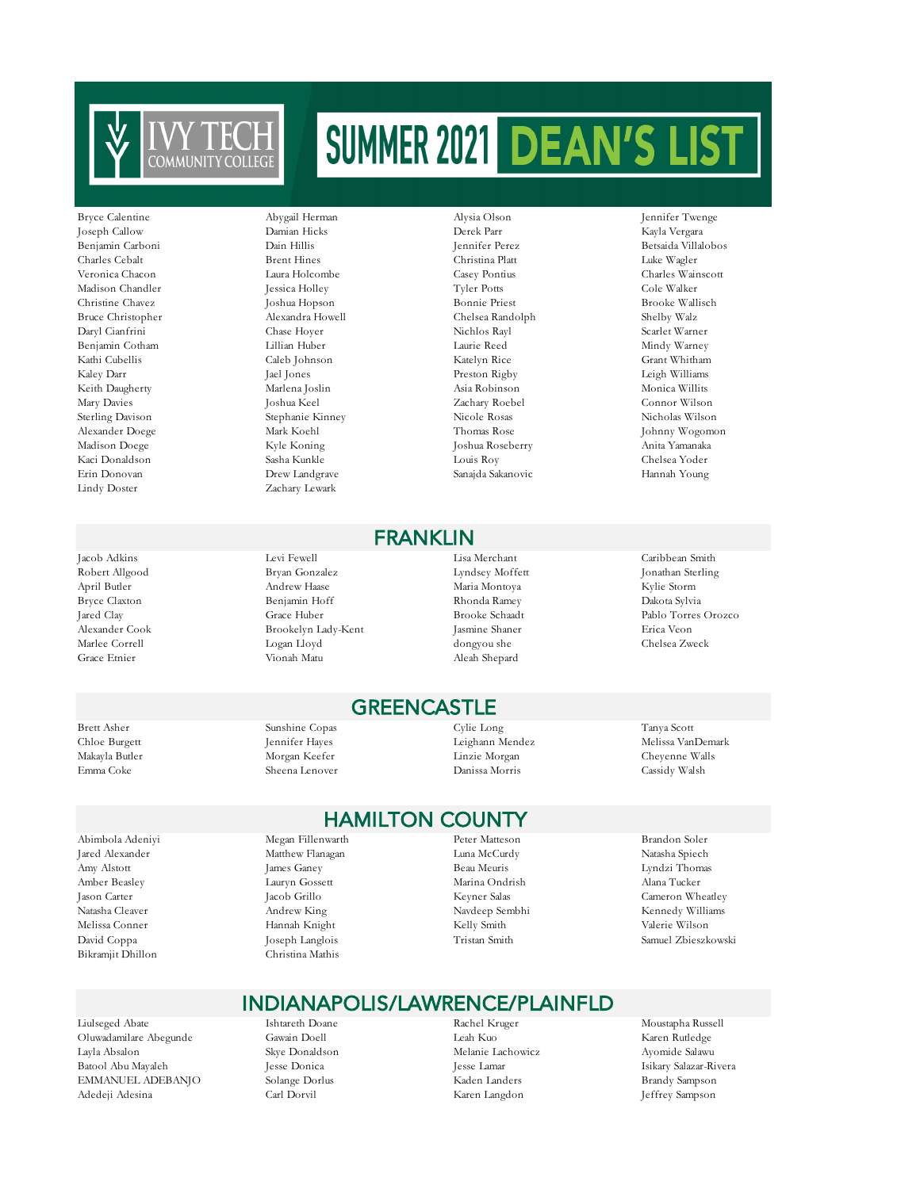# IVY TECH COMMUNITY COLLEGE SUMMER 2021 DEAN'S LIST

Bryce Calentine
Joseph Callow
Benjamin Carboni
Charles Cebalt
Veronica Chacon
Madison Chandler
Christine Chavez
Bruce Christopher
Daryl Cianfrini
Benjamin Cotham
Kathi Cubellis
Kaley Darr
Keith Daugherty
Mary Davies
Sterling Davison
Alexander Doege
Madison Doege
Kaci Donaldson
Erin Donovan
Lindy Doster
Abygail Herman
Damian Hicks
Dain Hillis
Brent Hines
Laura Holcombe
Jessica Holley
Joshua Hopson
Alexandra Howell
Chase Hoyer
Lillian Huber
Caleb Johnson
Jael Jones
Marlena Joslin
Joshua Keel
Stephanie Kinney
Mark Koehl
Kyle Koning
Sasha Kunkle
Drew Landgrave
Zachary Lewark
Alysia Olson
Derek Parr
Jennifer Perez
Christina Platt
Casey Pontius
Tyler Potts
Bonnie Priest
Chelsea Randolph
Nichlos Rayl
Laurie Reed
Katelyn Rice
Preston Rigby
Asia Robinson
Zachary Roebel
Nicole Rosas
Thomas Rose
Joshua Roseberry
Louis Roy
Sanajda Sakanovic
Jennifer Twenge
Kayla Vergara
Betsaida Villalobos
Luke Wagler
Charles Wainscott
Cole Walker
Brooke Wallisch
Shelby Walz
Scarlet Warner
Mindy Warney
Grant Whitham
Leigh Williams
Monica Willits
Connor Wilson
Nicholas Wilson
Johnny Wogomon
Anita Yamanaka
Chelsea Yoder
Hannah Young

## FRANKLIN

Jacob Adkins
Robert Allgood
April Butler
Bryce Claxton
Jared Clay
Alexander Cook
Marlee Correll
Grace Etnier
Levi Fewell
Bryan Gonzalez
Andrew Haase
Benjamin Hoff
Grace Huber
Brookelyn Lady-Kent
Logan Lloyd
Vionah Matu
Lisa Merchant
Lyndsey Moffett
Maria Montoya
Rhonda Ramey
Brooke Schaadt
Jasmine Shaner
dongyou she
Aleah Shepard
Caribbean Smith
Jonathan Sterling
Kylie Storm
Dakota Sylvia
Pablo Torres Orozco
Erica Veon
Chelsea Zweck

## GREENCASTLE

Brett Asher
Chloe Burgett
Makayla Butler
Emma Coke
Sunshine Copas
Jennifer Hayes
Morgan Keefer
Sheena Lenover
Cylie Long
Leighann Mendez
Linzie Morgan
Danissa Morris
Tanya Scott
Melissa VanDemark
Cheyenne Walls
Cassidy Walsh

## HAMILTON COUNTY

Abimbola Adeniyi
Jared Alexander
Amy Alstott
Amber Beasley
Jason Carter
Natasha Cleaver
Melissa Conner
David Coppa
Bikramjit Dhillon
Megan Fillenwarth
Matthew Flanagan
James Ganey
Lauryn Gossett
Jacob Grillo
Andrew King
Hannah Knight
Joseph Langlois
Christina Mathis
Peter Matteson
Luna McCurdy
Beau Meuris
Marina Ondrish
Keyner Salas
Navdeep Sembhi
Kelly Smith
Tristan Smith
Brandon Soler
Natasha Spiech
Lyndzi Thomas
Alana Tucker
Cameron Wheatley
Kennedy Williams
Valerie Wilson
Samuel Zbieszkowski

## INDIANAPOLIS/LAWRENCE/PLAINFLD

Liulseged Abate
Oluwadamilare Abegunde
Layla Absalon
Batool Abu Mayaleh
EMMANUEL ADEBANJO
Adedeji Adesina
Ishtareth Doane
Gawain Doell
Skye Donaldson
Jesse Donica
Solange Dorlus
Carl Dorvil
Rachel Kruger
Leah Kuo
Melanie Lachowicz
Jesse Lamar
Kaden Landers
Karen Langdon
Moustapha Russell
Karen Rutledge
Ayomide Salawu
Isikary Salazar-Rivera
Brandy Sampson
Jeffrey Sampson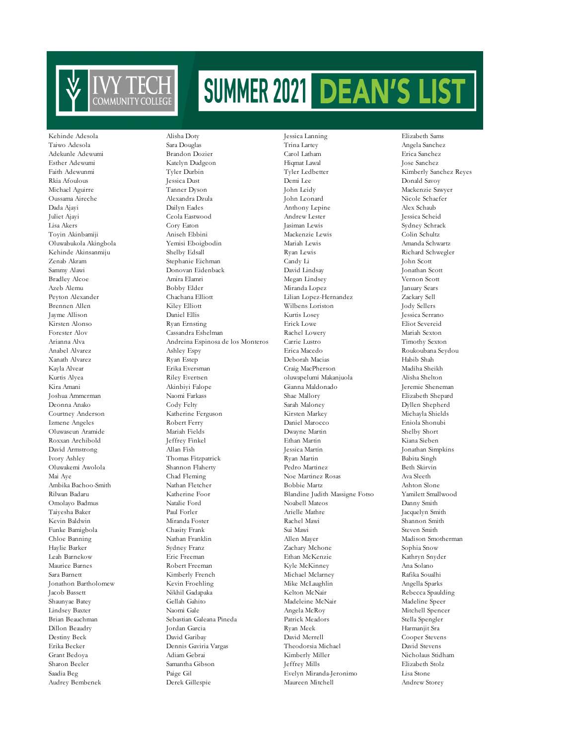# IVY TECH COMMUNITY COLLEGE

# SUMMER 2021 DEAN'S LIST

Kehinde Adesola
Taiwo Adesola
Adekunle Adewumi
Esther Adewumi
Faith Adewunmi
Rkia Afoulous
Michael Aguirre
Oussama Aireche
Dada Ajayi
Juliet Ajayi
Lisa Akers
Toyin Akinbamiji
Oluwabukola Akingbola
Kehinde Akinsanmiju
Zenab Akram
Sammy Alawi
Bradley Alcoe
Azeb Alemu
Peyton Alexander
Brennen Allen
Jayme Allison
Kirsten Alonso
Forester Alov
Arianna Alva
Anabel Alvarez
Xanath Alvarez
Kayla Alvear
Kurtis Alyea
Kira Amani
Joshua Ammerman
Deonna Anako
Courtney Anderson
Izmene Angeles
Oluwaseun Aramide
Roxxan Archibold
David Armstrong
Ivory Ashley
Oluwakemi Awolola
Mai Aye
Ambika Bachoo-Smith
Rilwan Badaru
Omolayo Badmus
Taiyesha Baker
Kevin Baldwin
Funke Bamigbola
Chloe Banning
Haylie Barker
Leah Barnekow
Maurice Barnes
Sara Barnett
Jonathon Bartholomew
Jacob Bassett
Shaunyae Batey
Lindsey Baxter
Brian Beauchman
Dillon Beaudry
Destiny Beck
Erika Becker
Grant Bedoya
Sharon Beeler
Saadia Beg
Audrey Bembenek
Alisha Doty
Sara Douglas
Brandon Dozier
Katelyn Dudgeon
Tyler Durbin
Jessica Dust
Tanner Dyson
Alexandra Dzula
Dailyn Eades
Ceola Eastwood
Cory Eaton
Aniseh Ebbini
Yemisi Eboigbodin
Shelby Edsall
Stephanie Eichman
Donovan Eidenback
Amira Elamri
Bobby Elder
Chachana Elliott
Kiley Elliott
Daniel Ellis
Ryan Ernsting
Cassandra Eshelman
Andreina Espinosa de los Monteros
Ashley Espy
Ryan Estep
Erika Eversman
Riley Evertsen
Akinbiyi Falope
Naomi Farkass
Cody Felty
Katherine Ferguson
Robert Ferry
Mariah Fields
Jeffrey Finkel
Allan Fish
Thomas Fitzpatrick
Shannon Flaherty
Chad Fleming
Nathan Fletcher
Katherine Foor
Natalie Ford
Paul Forler
Miranda Foster
Chasity Frank
Nathan Franklin
Sydney Franz
Eric Freeman
Robert Freeman
Kimberly French
Kevin Froehling
Nikhil Gadapaka
Gellah Gahito
Naomi Gale
Sebastian Galeana Pineda
Jordan Garcia
David Garibay
Dennis Gaviria Vargas
Adiam Gebrai
Samantha Gibson
Paige Gil
Derek Gillespie
Jessica Lanning
Trina Lartey
Carol Latham
Hiqmat Lawal
Tyler Ledbetter
Demi Lee
John Leidy
John Leonard
Anthony Lepine
Andrew Lester
Jasiman Lewis
Mackenzie Lewis
Mariah Lewis
Ryan Lewis
Candy Li
David Lindsay
Megan Lindsey
Miranda Lopez
Lilian Lopez-Hernandez
Wilbens Loriston
Kurtis Losey
Erick Lowe
Rachel Lowery
Carrie Lustro
Erica Macedo
Deborah Macias
Craig MacPherson
oluwapelumi Makanjuola
Gianna Maldonado
Shae Mallory
Sarah Maloney
Kirsten Markey
Daniel Marocco
Dwayne Martin
Ethan Martin
Jessica Martin
Ryan Martin
Pedro Martinez
Noe Martinez Rosas
Bobbie Martz
Blandine Judith Massigne Fotso
Noabell Mateos
Arielle Mathre
Rachel Mawi
Sui Mawi
Allen Mayer
Zachary Mchone
Ethan McKenzie
Kyle McKinney
Michael Mclarney
Mike McLaughlin
Kelton McNair
Madeleine McNair
Angela McRoy
Patrick Meadors
Ryan Meek
David Merrell
Theodorsia Michael
Kimberly Miller
Jeffrey Mills
Evelyn Miranda-Jeronimo
Maureen Mitchell
Elizabeth Sams
Angela Sanchez
Erica Sanchez
Jose Sanchez
Kimberly Sanchez Reyes
Donald Savoy
Mackenzie Sawyer
Nicole Schaefer
Alex Schaub
Jessica Scheid
Sydney Schrack
Colin Schultz
Amanda Schwartz
Richard Schwegler
John Scott
Jonathan Scott
Vernon Scott
January Sears
Zackary Sell
Jody Sellers
Jessica Serrano
Eliot Severeid
Mariah Sexton
Timothy Sexton
Roukoubana Seydou
Habib Shah
Madiha Sheikh
Alisha Shelton
Jeremie Sheneman
Elizabeth Shepard
Dyllen Shepherd
Michayla Shields
Eniola Shonubi
Shelby Short
Kiana Sieben
Jonathan Simpkins
Babita Singh
Beth Skirvin
Ava Sleeth
Ashton Slone
Yamilett Smallwood
Danny Smith
Jacquelyn Smith
Shannon Smith
Steven Smith
Madison Smotherman
Sophia Snow
Kathryn Snyder
Ana Solano
Rafika Soualhi
Angella Sparks
Rebecca Spaulding
Madeline Speer
Mitchell Spencer
Stella Spengler
Harmanjit Sra
Cooper Stevens
David Stevens
Nicholaus Stidham
Elizabeth Stolz
Lisa Stone
Andrew Storey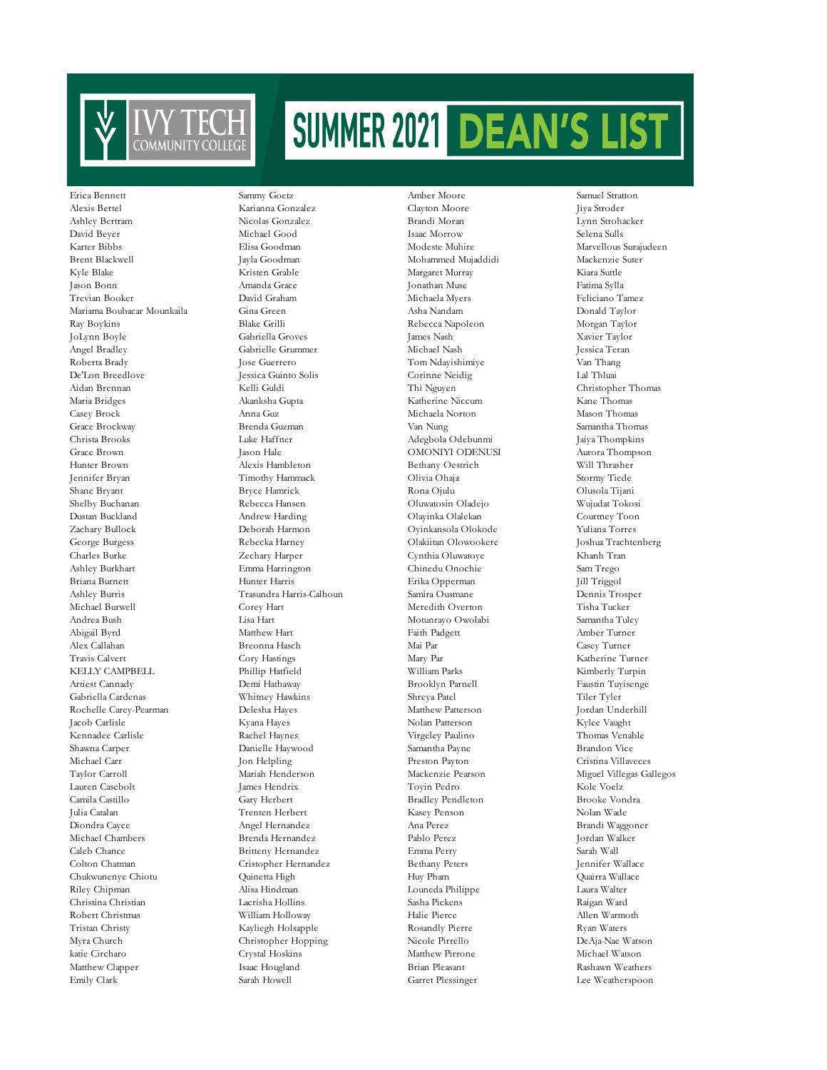# IVY TECH COMMUNITY COLLEGE

# SUMMER 2021 DEAN'S LIST

Erica Bennett
Alexis Bertel
Ashley Bertram
David Beyer
Karter Bibbs
Brent Blackwell
Kyle Blake
Jason Bonn
Trevian Booker
Mariama Boubacar Mounkaila
Ray Boykins
JoLynn Boyle
Angel Bradley
Roberta Brady
De'Lon Breedlove
Aidan Brennan
Maria Bridges
Casey Brock
Grace Brockway
Christa Brooks
Grace Brown
Hunter Brown
Jennifer Bryan
Shane Bryant
Shelby Buchanan
Dustan Buckland
Zachary Bullock
George Burgess
Charles Burke
Ashley Burkhart
Briana Burnett
Ashley Burris
Michael Burwell
Andrea Bush
Abigail Byrd
Alex Callahan
Travis Calvert
KELLY CAMPBELL
Artiest Cannady
Gabriella Cardenas
Rochelle Carey-Pearman
Jacob Carlisle
Kennadee Carlisle
Shawna Carper
Michael Carr
Taylor Carroll
Lauren Casebolt
Camila Castillo
Julia Catalan
Diondra Cayce
Michael Chambers
Caleb Chance
Colton Chatman
Chukwunenye Chiotu
Riley Chipman
Christina Christian
Robert Christmas
Tristan Christy
Myra Church
katie Circharo
Matthew Clapper
Emily Clark

Sammy Goetz
Karianna Gonzalez
Nicolas Gonzalez
Michael Good
Elisa Goodman
Jayla Goodman
Kristen Grable
Amanda Grace
David Graham
Gina Green
Blake Grilli
Gabriella Groves
Gabrielle Grummer
Jose Guerrero
Jessica Guinto Solis
Kelli Guldi
Akanksha Gupta
Anna Guz
Brenda Guzman
Luke Haffner
Jason Hale
Alexis Hambleton
Timothy Hammack
Bryce Hamrick
Rebecca Hansen
Andrew Harding
Deborah Harmon
Rebecka Harney
Zechary Harper
Emma Harrington
Hunter Harris
Trasundra Harris-Calhoun
Corey Hart
Lisa Hart
Matthew Hart
Breonna Hasch
Cory Hastings
Phillip Hatfield
Demi Hathaway
Whitney Hawkins
Delesha Hayes
Kyana Hayes
Rachel Haynes
Danielle Haywood
Jon Helpling
Mariah Henderson
James Hendrix
Gary Herbert
Trenten Herbert
Angel Hernandez
Brenda Hernandez
Britteny Hernandez
Cristopher Hernandez
Quinetta High
Alisa Hindman
Lacrisha Hollins
William Holloway
Kayliegh Holsapple
Christopher Hopping
Crystal Hoskins
Isaac Hougland
Sarah Howell

Amber Moore
Clayton Moore
Brandi Moran
Isaac Morrow
Modeste Muhire
Mohammed Mujaddidi
Margaret Murray
Jonathan Muse
Michaela Myers
Asha Nandam
Rebecca Napoleon
James Nash
Michael Nash
Tom Ndayishimiye
Corinne Neidig
Thi Nguyen
Katherine Niccum
Michaela Norton
Van Nung
Adegbola Odebunmi
OMONIYI ODENUSI
Bethany Oestrich
Olivia Ohaja
Rona Ojulu
Oluwatosin Oladejo
Olayinka Olalekan
Oyinkansola Olokode
Olakiitan Olowookere
Cynthia Oluwatoye
Chinedu Onochie
Erika Opperman
Samira Ousmane
Meredith Overton
Motunrayo Owolabi
Faith Padgett
Mai Par
Mary Par
William Parks
Brooklyn Parnell
Shreya Patel
Matthew Patterson
Nolan Patterson
Virgeley Paulino
Samantha Payne
Preston Payton
Mackenzie Pearson
Toyin Pedro
Bradley Pendleton
Kasey Penson
Ana Perez
Pablo Perez
Emma Perry
Bethany Peters
Huy Pham
Louneda Philippe
Sasha Pickens
Halie Pierce
Rosandly Pierre
Nicole Pirrello
Matthew Pirrone
Brian Pleasant
Garret Plessinger

Samuel Stratton
Jiya Stroder
Lynn Strohacker
Selena Sulls
Marvellous Surajudeen
Mackenzie Suter
Kiara Suttle
Fatima Sylla
Feliciano Tamez
Donald Taylor
Morgan Taylor
Xavier Taylor
Jessica Teran
Van Thang
Lal Thluai
Christopher Thomas
Kane Thomas
Mason Thomas
Samantha Thomas
Jaiya Thompkins
Aurora Thompson
Will Thrasher
Stormy Tiede
Olusola Tijani
Wujudat Tokosi
Courtney Toon
Yuliana Torres
Joshua Trachtenberg
Khanh Tran
Sam Trego
Jill Triggol
Dennis Trosper
Tisha Tucker
Samantha Tuley
Amber Turner
Casey Turner
Katherine Turner
Kimberly Turpin
Faustin Tuyisenge
Tiler Tyler
Jordan Underhill
Kylee Vaught
Thomas Venable
Brandon Vice
Cristina Villaveces
Miguel Villegas Gallegos
Kole Voelz
Brooke Vondra
Nolan Wade
Brandi Waggoner
Jordan Walker
Sarah Wall
Jennifer Wallace
Quairra Wallace
Laura Walter
Raigan Ward
Allen Warmoth
Ryan Waters
DeAja-Nae Watson
Michael Watson
Rashawn Weathers
Lee Weatherspoon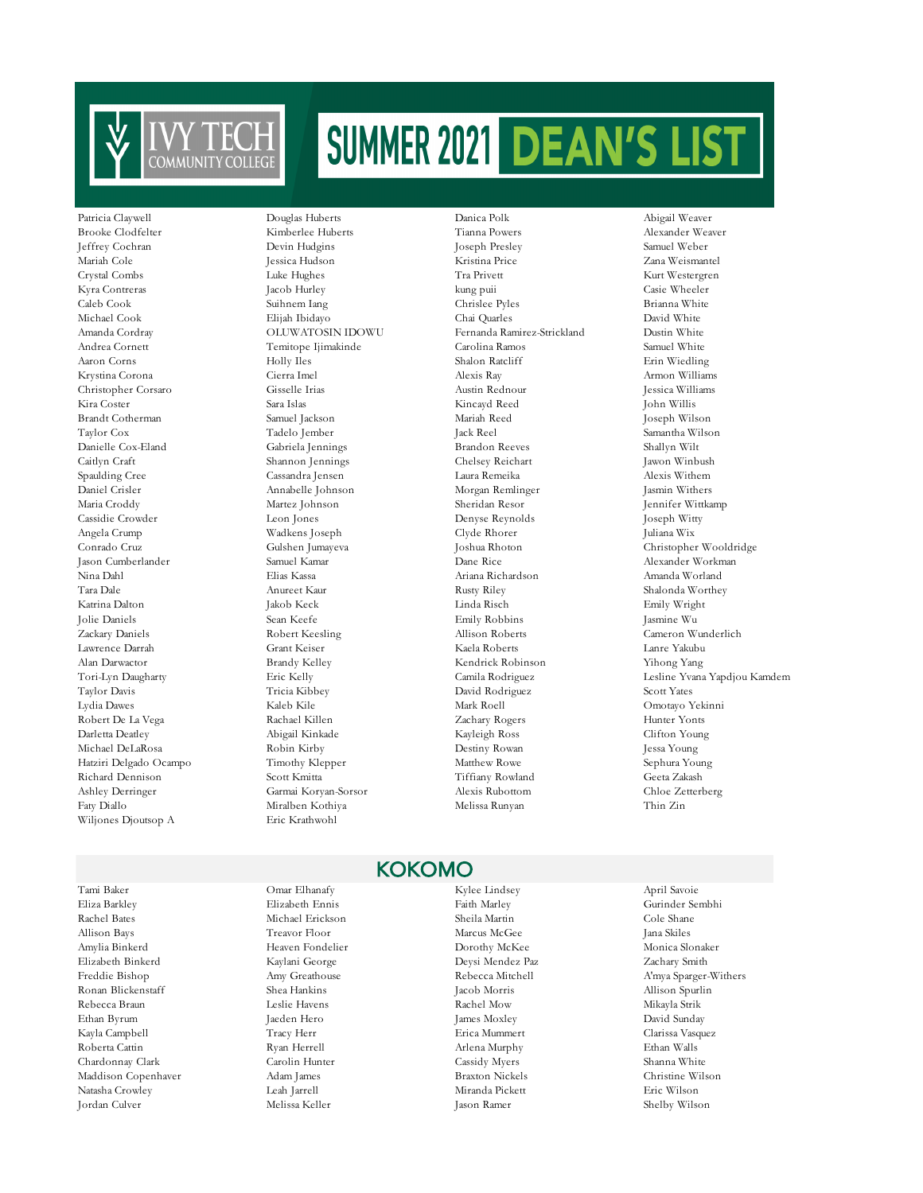# SUMMER 2021 DEAN'S LIST

Patricia Claywell
Brooke Clodfelter
Jeffrey Cochran
Mariah Cole
Crystal Combs
Kyra Contreras
Caleb Cook
Michael Cook
Amanda Cordray
Andrea Cornett
Aaron Corns
Krystina Corona
Christopher Corsaro
Kira Coster
Brandt Cotherman
Taylor Cox
Danielle Cox-Eland
Caitlyn Craft
Spaulding Cree
Daniel Crisler
Maria Croddy
Cassidie Crowder
Angela Crump
Conrado Cruz
Jason Cumberlander
Nina Dahl
Tara Dale
Katrina Dalton
Jolie Daniels
Zackary Daniels
Lawrence Darrah
Alan Darwactor
Tori-Lyn Daugharty
Taylor Davis
Lydia Dawes
Robert De La Vega
Darletta Deatley
Michael DeLaRosa
Hatziri Delgado Ocampo
Richard Dennison
Ashley Derringer
Faty Diallo
Wiljones Djoutsop A

Douglas Huberts
Kimberlee Huberts
Devin Hudgins
Jessica Hudson
Luke Hughes
Jacob Hurley
Suihnem Iang
Elijah Ibidayo
OLUWATOSIN IDOWU
Temitope Ijimakinde
Holly Iles
Cierra Imel
Gisselle Irias
Sara Islas
Samuel Jackson
Tadelo Jember
Gabriela Jennings
Shannon Jennings
Cassandra Jensen
Annabelle Johnson
Martez Johnson
Leon Jones
Wadkens Joseph
Gulshen Jumayeva
Samuel Kamar
Elias Kassa
Anureet Kaur
Jakob Keck
Sean Keefe
Robert Keesling
Grant Keiser
Brandy Kelley
Eric Kelly
Tricia Kibbey
Kaleb Kile
Rachael Killen
Abigail Kinkade
Robin Kirby
Timothy Klepper
Scott Kmitta
Garmai Koryan-Sorsor
Miralben Kothiya
Eric Krathwohl

Danica Polk
Tianna Powers
Joseph Presley
Kristina Price
Tra Privett
kung puii
Chrislee Pyles
Chai Quarles
Fernanda Ramirez-Strickland
Carolina Ramos
Shalon Ratcliff
Alexis Ray
Austin Rednour
Kincayd Reed
Mariah Reed
Jack Reel
Brandon Reeves
Chelsey Reichart
Laura Remeika
Morgan Remlinger
Sheridan Resor
Denyse Reynolds
Clyde Rhorer
Joshua Rhoton
Dane Rice
Ariana Richardson
Rusty Riley
Linda Risch
Emily Robbins
Allison Roberts
Kaela Roberts
Kendrick Robinson
Camila Rodriguez
David Rodriguez
Mark Roell
Zachary Rogers
Kayleigh Ross
Destiny Rowan
Matthew Rowe
Tiffiany Rowland
Alexis Rubottom
Melissa Runyan

Abigail Weaver
Alexander Weaver
Samuel Weber
Zana Weismantel
Kurt Westergren
Casie Wheeler
Brianna White
David White
Dustin White
Samuel White
Erin Wiedling
Armon Williams
Jessica Williams
John Willis
Joseph Wilson
Samantha Wilson
Shallyn Wilt
Jawon Winbush
Alexis Withem
Jasmin Withers
Jennifer Wittkamp
Joseph Witty
Juliana Wix
Christopher Wooldridge
Alexander Workman
Amanda Worland
Shalonda Worthey
Emily Wright
Jasmine Wu
Cameron Wunderlich
Lanre Yakubu
Yihong Yang
Lesline Yvana Yapdjou Kamdem
Scott Yates
Omotayo Yekinni
Hunter Yonts
Clifton Young
Jessa Young
Sephura Young
Geeta Zakash
Chloe Zetterberg
Thin Zin

## KOKOMO

Tami Baker
Eliza Barkley
Rachel Bates
Allison Bays
Amylia Binkerd
Elizabeth Binkerd
Freddie Bishop
Ronan Blickenstaff
Rebecca Braun
Ethan Byrum
Kayla Campbell
Roberta Cattin
Chardonnay Clark
Maddison Copenhaver
Natasha Crowley
Jordan Culver

Omar Elhanafy
Elizabeth Ennis
Michael Erickson
Treavor Floor
Heaven Fondelier
Kaylani George
Amy Greathouse
Shea Hankins
Leslie Havens
Jaeden Hero
Tracy Herr
Ryan Herrell
Carolin Hunter
Adam James
Leah Jarrell
Melissa Keller

Kylee Lindsey
Faith Marley
Sheila Martin
Marcus McGee
Dorothy McKee
Deysi Mendez Paz
Rebecca Mitchell
Jacob Morris
Rachel Mow
James Moxley
Erica Mummert
Arlena Murphy
Cassidy Myers
Braxton Nickels
Miranda Pickett
Jason Ramer

April Savoie
Gurinder Sembhi
Cole Shane
Jana Skiles
Monica Slonaker
Zachary Smith
A'mya Sparger-Withers
Allison Spurlin
Mikayla Strik
David Sunday
Clarissa Vasquez
Ethan Walls
Shanna White
Christine Wilson
Eric Wilson
Shelby Wilson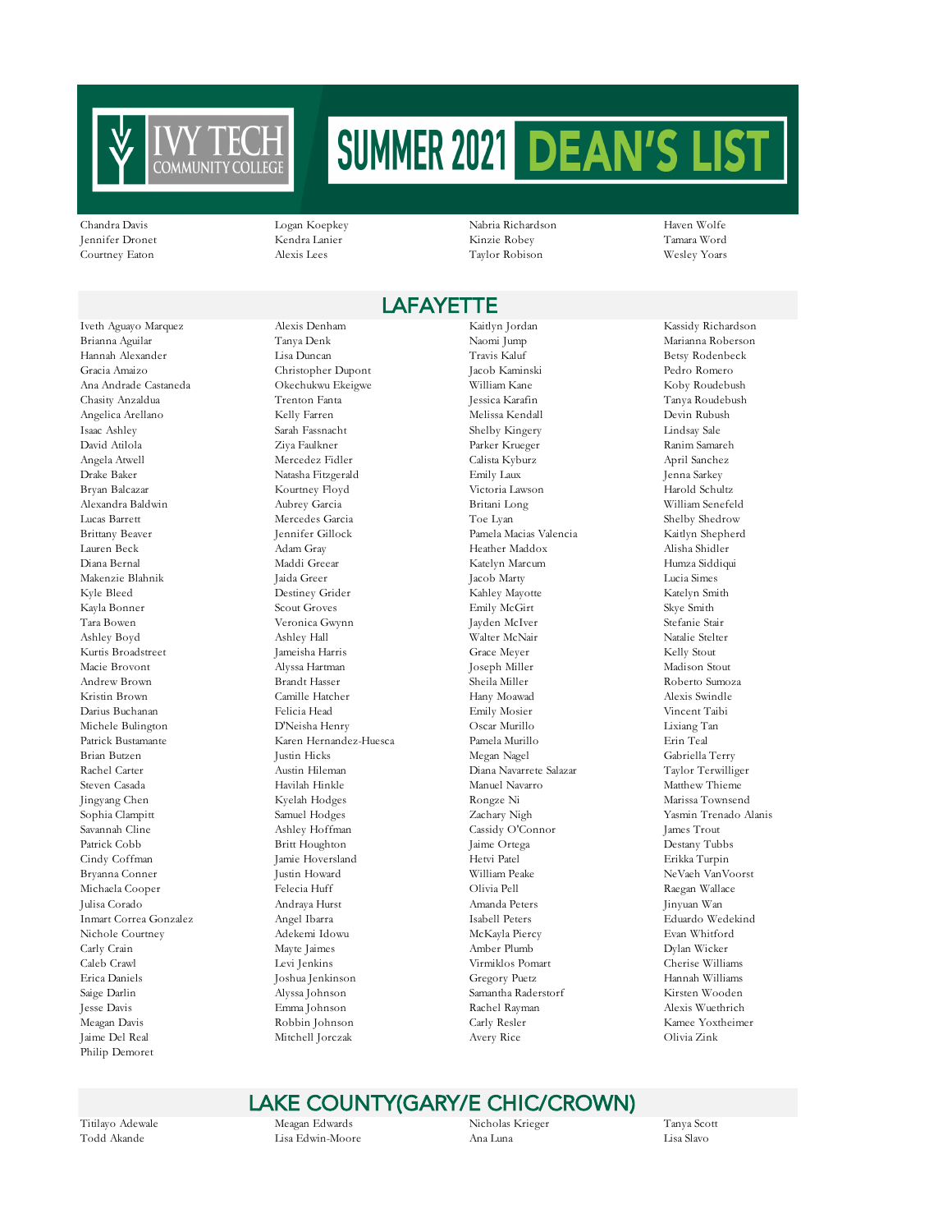# SUMMER 2021 DEAN'S LIST

Chandra Davis
Jennifer Dronet
Courtney Eaton
Logan Koepkey
Kendra Lanier
Alexis Lees
Nabria Richardson
Kinzie Robey
Taylor Robison
Haven Wolfe
Tamara Word
Wesley Yoars

## LAFAYETTE

Iveth Aguayo Marquez
Brianna Aguilar
Hannah Alexander
Gracia Amaizo
Ana Andrade Castaneda
Chasity Anzaldua
Angelica Arellano
Isaac Ashley
David Atilola
Angela Atwell
Drake Baker
Bryan Balcazar
Alexandra Baldwin
Lucas Barrett
Brittany Beaver
Lauren Beck
Diana Bernal
Makenzie Blahnik
Kyle Bleed
Kayla Bonner
Tara Bowen
Ashley Boyd
Kurtis Broadstreet
Macie Brovont
Andrew Brown
Kristin Brown
Darius Buchanan
Michele Bulington
Patrick Bustamante
Brian Butzen
Rachel Carter
Steven Casada
Jingyang Chen
Sophia Clampitt
Savannah Cline
Patrick Cobb
Cindy Coffman
Bryanna Conner
Michaela Cooper
Julisa Corado
Inmart Correa Gonzalez
Nichole Courtney
Carly Crain
Caleb Crawl
Erica Daniels
Saige Darlin
Jesse Davis
Meagan Davis
Jaime Del Real
Philip Demoret
Alexis Denham
Tanya Denk
Lisa Duncan
Christopher Dupont
Okechukwu Ekeigwe
Trenton Fanta
Kelly Farren
Sarah Fassnacht
Ziya Faulkner
Mercedez Fidler
Natasha Fitzgerald
Kourtney Floyd
Aubrey Garcia
Mercedes Garcia
Jennifer Gillock
Adam Gray
Maddi Greear
Jaida Greer
Destiney Grider
Scout Groves
Veronica Gwynn
Ashley Hall
Jameisha Harris
Alyssa Hartman
Brandt Hasser
Camille Hatcher
Felicia Head
D'Neisha Henry
Karen Hernandez-Huesca
Justin Hicks
Austin Hileman
Havilah Hinkle
Kyelah Hodges
Samuel Hodges
Ashley Hoffman
Britt Houghton
Jamie Hoversland
Justin Howard
Felecia Huff
Andraya Hurst
Angel Ibarra
Adekemi Idowu
Mayte Jaimes
Levi Jenkins
Joshua Jenkinson
Alyssa Johnson
Emma Johnson
Robbin Johnson
Mitchell Jorczak
Kaitlyn Jordan
Naomi Jump
Travis Kaluf
Jacob Kaminski
William Kane
Jessica Karafin
Melissa Kendall
Shelby Kingery
Parker Krueger
Calista Kyburz
Emily Laux
Victoria Lawson
Britani Long
Toe Lyan
Pamela Macias Valencia
Heather Maddox
Katelyn Marcum
Jacob Marty
Kahley Mayotte
Emily McGirt
Jayden McIver
Walter McNair
Grace Meyer
Joseph Miller
Sheila Miller
Hany Moawad
Emily Mosier
Oscar Murillo
Pamela Murillo
Megan Nagel
Diana Navarrete Salazar
Manuel Navarro
Rongze Ni
Zachary Nigh
Cassidy O'Connor
Jaime Ortega
Hetvi Patel
William Peake
Olivia Pell
Amanda Peters
Isabell Peters
McKayla Piercy
Amber Plumb
Virmiklos Pomart
Gregory Puetz
Samantha Raderstorf
Rachel Rayman
Carly Resler
Avery Rice
Kassidy Richardson
Marianna Roberson
Betsy Rodenbeck
Pedro Romero
Koby Roudebush
Tanya Roudebush
Devin Rubush
Lindsay Sale
Ranim Samareh
April Sanchez
Jenna Sarkey
Harold Schultz
William Senefeld
Shelby Shedrow
Kaitlyn Shepherd
Alisha Shidler
Humza Siddiqui
Lucia Simes
Katelyn Smith
Skye Smith
Stefanie Stair
Natalie Stelter
Kelly Stout
Madison Stout
Roberto Sumoza
Alexis Swindle
Vincent Taibi
Lixiang Tan
Erin Teal
Gabriella Terry
Taylor Terwilliger
Matthew Thieme
Marissa Townsend
Yasmin Trenado Alanis
James Trout
Destany Tubbs
Erikka Turpin
NeVaeh VanVoorst
Raegan Wallace
Jinyuan Wan
Eduardo Wedekind
Evan Whitford
Dylan Wicker
Cherise Williams
Hannah Williams
Kirsten Wooden
Alexis Wuethrich
Kamee Yoxtheimer
Olivia Zink

## LAKE COUNTY(GARY/E CHIC/CROWN)

Titilayo Adewale
Todd Akande
Meagan Edwards
Lisa Edwin-Moore
Nicholas Krieger
Ana Luna
Tanya Scott
Lisa Slavo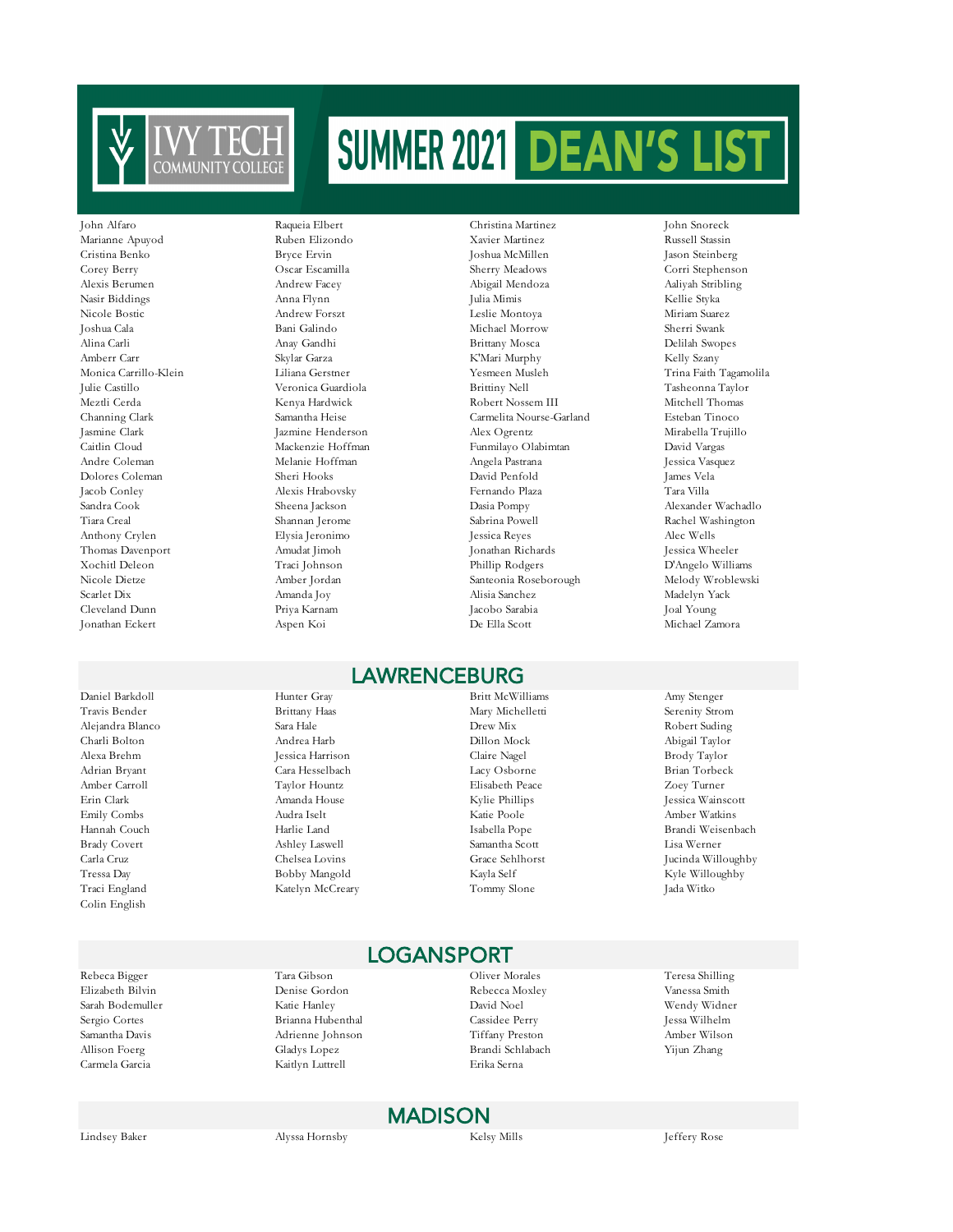# SUMMER 2021 DEAN'S LIST

John Alfaro
Marianne Apuyod
Cristina Benko
Corey Berry
Alexis Berumen
Nasir Biddings
Nicole Bostic
Joshua Cala
Alina Carli
Amberr Carr
Monica Carrillo-Klein
Julie Castillo
Meztli Cerda
Channing Clark
Jasmine Clark
Caitlin Cloud
Andre Coleman
Dolores Coleman
Jacob Conley
Sandra Cook
Tiara Creal
Anthony Crylen
Thomas Davenport
Xochitl Deleon
Nicole Dietze
Scarlet Dix
Cleveland Dunn
Jonathan Eckert
Raqueia Elbert
Ruben Elizondo
Bryce Ervin
Oscar Escamilla
Andrew Facey
Anna Flynn
Andrew Forszt
Bani Galindo
Anay Gandhi
Skylar Garza
Liliana Gerstner
Veronica Guardiola
Kenya Hardwick
Samantha Heise
Jazmine Henderson
Mackenzie Hoffman
Melanie Hoffman
Sheri Hooks
Alexis Hrabovsky
Sheena Jackson
Shannan Jerome
Elysia Jeronimo
Amudat Jimoh
Traci Johnson
Amber Jordan
Amanda Joy
Priya Karnam
Aspen Koi
Christina Martinez
Xavier Martinez
Joshua McMillen
Sherry Meadows
Abigail Mendoza
Julia Mimis
Leslie Montoya
Michael Morrow
Brittany Mosca
K'Mari Murphy
Yesmeen Musleh
Brittiny Nell
Robert Nossem III
Carmelita Nourse-Garland
Alex Ogrentz
Funmilayo Olabimtan
Angela Pastrana
David Penfold
Fernando Plaza
Dasia Pompy
Sabrina Powell
Jessica Reyes
Jonathan Richards
Phillip Rodgers
Santeonia Roseborough
Alisia Sanchez
Jacobo Sarabia
De Ella Scott
John Snoreck
Russell Stassin
Jason Steinberg
Corri Stephenson
Aaliyah Stribling
Kellie Styka
Miriam Suarez
Sherri Swank
Delilah Swopes
Kelly Szany
Trina Faith Tagamolila
Tasheonna Taylor
Mitchell Thomas
Esteban Tinoco
Mirabella Trujillo
David Vargas
Jessica Vasquez
James Vela
Tara Villa
Alexander Wachadlo
Rachel Washington
Alec Wells
Jessica Wheeler
D'Angelo Williams
Melody Wroblewski
Madelyn Yack
Joal Young
Michael Zamora

## LAWRENCEBURG

Daniel Barkdoll
Travis Bender
Alejandra Blanco
Charli Bolton
Alexa Brehm
Adrian Bryant
Amber Carroll
Erin Clark
Emily Combs
Hannah Couch
Brady Covert
Carla Cruz
Tressa Day
Traci England
Colin English
Hunter Gray
Brittany Haas
Sara Hale
Andrea Harb
Jessica Harrison
Cara Hesselbach
Taylor Hountz
Amanda House
Audra Iselt
Harlie Land
Ashley Laswell
Chelsea Lovins
Bobby Mangold
Katelyn McCreary
Britt McWilliams
Mary Michelletti
Drew Mix
Dillon Mock
Claire Nagel
Lacy Osborne
Elisabeth Peace
Kylie Phillips
Katie Poole
Isabella Pope
Samantha Scott
Grace Sehlhorst
Kayla Self
Tommy Slone
Amy Stenger
Serenity Strom
Robert Suding
Abigail Taylor
Brody Taylor
Brian Torbeck
Zoey Turner
Jessica Wainscott
Amber Watkins
Brandi Weisenbach
Lisa Werner
Jucinda Willoughby
Kyle Willoughby
Jada Witko

## LOGANSPORT

Rebeca Bigger
Elizabeth Bilvin
Sarah Bodemuller
Sergio Cortes
Samantha Davis
Allison Foerg
Carmela Garcia
Tara Gibson
Denise Gordon
Katie Hanley
Brianna Hubenthal
Adrienne Johnson
Gladys Lopez
Kaitlyn Luttrell
Oliver Morales
Rebecca Moxley
David Noel
Cassidee Perry
Tiffany Preston
Brandi Schlabach
Erika Serna
Teresa Shilling
Vanessa Smith
Wendy Widner
Jessa Wilhelm
Amber Wilson
Yijun Zhang

## MADISON

Lindsey Baker
Alyssa Hornsby
Kelsy Mills
Jeffery Rose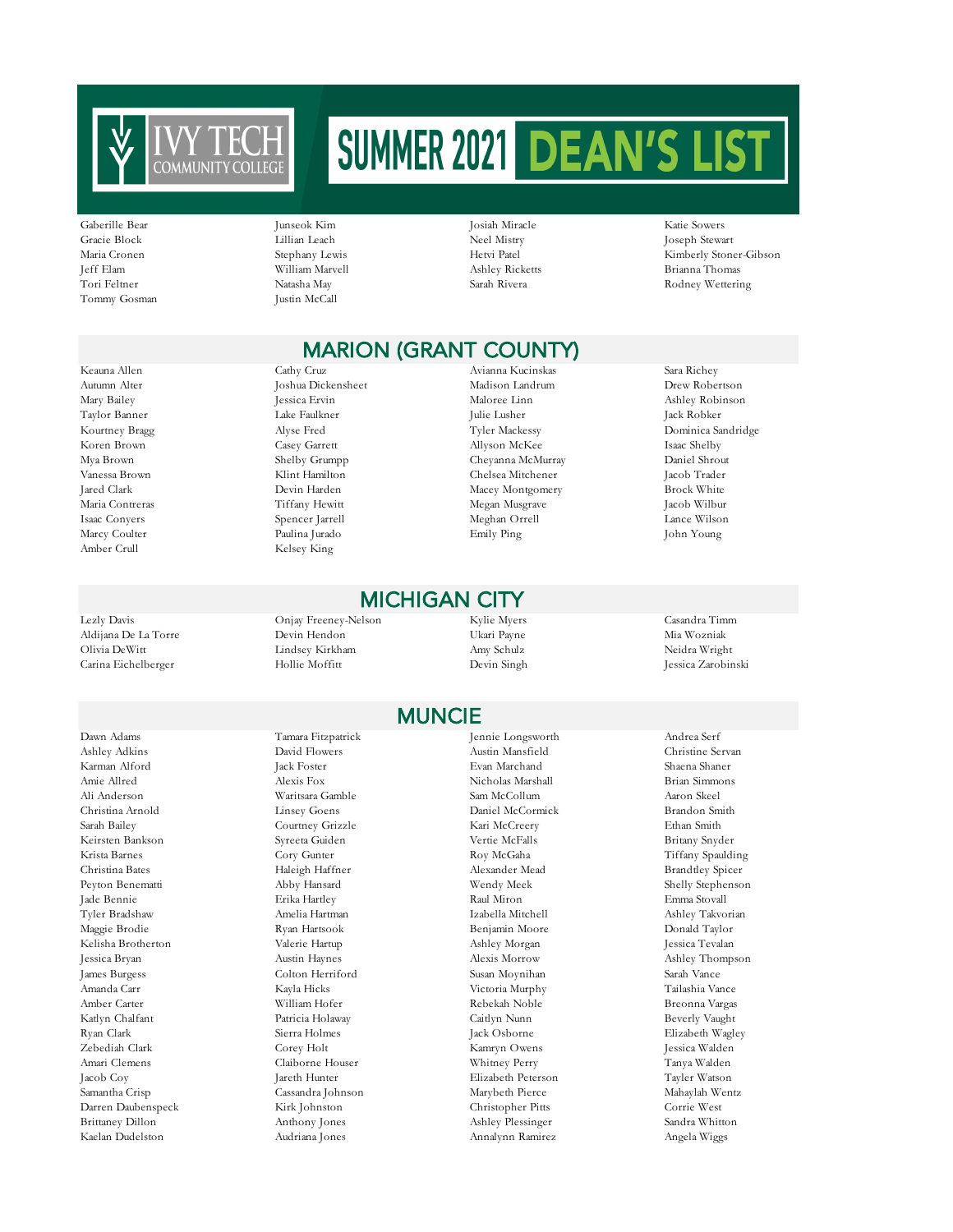# SUMMER 2021 DEAN'S LIST

Ivy Tech Community College

Gaberille Bear
Gracie Block
Maria Cronen
Jeff Elam
Tori Feltner
Tommy Gosman
Junseok Kim
Lillian Leach
Stephany Lewis
William Marvell
Natasha May
Justin McCall
Josiah Miracle
Neel Mistry
Hetvi Patel
Ashley Ricketts
Sarah Rivera
Katie Sowers
Joseph Stewart
Kimberly Stoner-Gibson
Brianna Thomas
Rodney Wettering

## MARION (GRANT COUNTY)

Keauna Allen
Autumn Alter
Mary Bailey
Taylor Banner
Kourtney Bragg
Koren Brown
Mya Brown
Vanessa Brown
Jared Clark
Maria Contreras
Isaac Conyers
Marcy Coulter
Amber Crull
Cathy Cruz
Joshua Dickensheet
Jessica Ervin
Lake Faulkner
Alyse Fred
Casey Garrett
Shelby Grumpp
Klint Hamilton
Devin Harden
Tiffany Hewitt
Spencer Jarrell
Paulina Jurado
Kelsey King
Avianna Kucinskas
Madison Landrum
Maloree Linn
Julie Lusher
Tyler Mackessy
Allyson McKee
Cheyanna McMurray
Chelsea Mitchener
Macey Montgomery
Megan Musgrave
Meghan Orrell
Emily Ping
Sara Richey
Drew Robertson
Ashley Robinson
Jack Robker
Dominica Sandridge
Isaac Shelby
Daniel Shrout
Jacob Trader
Brock White
Jacob Wilbur
Lance Wilson
John Young

## MICHIGAN CITY

Lezly Davis
Aldijana De La Torre
Olivia DeWitt
Carina Eichelberger
Onjay Freeney-Nelson
Devin Hendon
Lindsey Kirkham
Hollie Moffitt
Kylie Myers
Ukari Payne
Amy Schulz
Devin Singh
Casandra Timm
Mia Wozniak
Neidra Wright
Jessica Zarobinski

## MUNCIE

Dawn Adams
Ashley Adkins
Karman Alford
Amie Allred
Ali Anderson
Christina Arnold
Sarah Bailey
Keirsten Bankson
Krista Barnes
Christina Bates
Peyton Benematti
Jade Bennie
Tyler Bradshaw
Maggie Brodie
Kelisha Brotherton
Jessica Bryan
James Burgess
Amanda Carr
Amber Carter
Katlyn Chalfant
Ryan Clark
Zebediah Clark
Amari Clemens
Jacob Coy
Samantha Crisp
Darren Daubenspeck
Brittaney Dillon
Kaelan Dudelston
Tamara Fitzpatrick
David Flowers
Jack Foster
Alexis Fox
Waritsara Gamble
Linsey Goens
Courtney Grizzle
Syreeta Guiden
Cory Gunter
Haleigh Haffner
Abby Hansard
Erika Hartley
Amelia Hartman
Ryan Hartsook
Valerie Hartup
Austin Haynes
Colton Herriford
Kayla Hicks
William Hofer
Patricia Holaway
Sierra Holmes
Corey Holt
Claiborne Houser
Jareth Hunter
Cassandra Johnson
Kirk Johnston
Anthony Jones
Audriana Jones
Jennie Longsworth
Austin Mansfield
Evan Marchand
Nicholas Marshall
Sam McCollum
Daniel McCormick
Kari McCreery
Vertie McFalls
Roy McGaha
Alexander Mead
Wendy Meek
Raul Miron
Izabella Mitchell
Benjamin Moore
Ashley Morgan
Alexis Morrow
Susan Moynihan
Victoria Murphy
Rebekah Noble
Caitlyn Nunn
Jack Osborne
Kamryn Owens
Whitney Perry
Elizabeth Peterson
Marybeth Pierce
Christopher Pitts
Ashley Plessinger
Annalynn Ramirez
Andrea Serf
Christine Servan
Shaena Shaner
Brian Simmons
Aaron Skeel
Brandon Smith
Ethan Smith
Britany Snyder
Tiffany Spaulding
Brandtley Spicer
Shelly Stephenson
Emma Stovall
Ashley Takvorian
Donald Taylor
Jessica Tevalan
Ashley Thompson
Sarah Vance
Tailashia Vance
Breonna Vargas
Beverly Vaught
Elizabeth Wagley
Jessica Walden
Tanya Walden
Tayler Watson
Mahaylah Wentz
Corrie West
Sandra Whitton
Angela Wiggs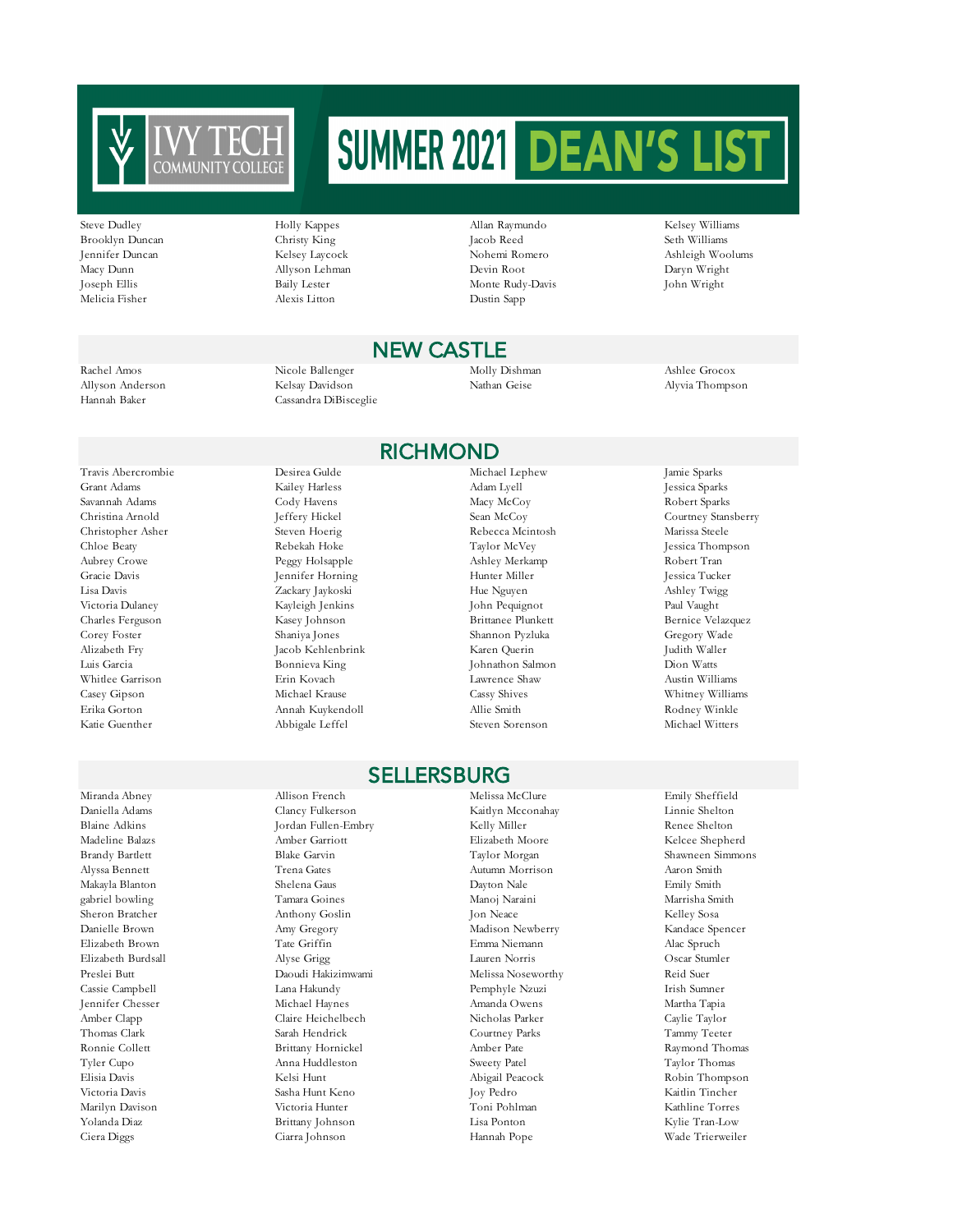# SUMMER 2021 DEAN'S LIST

Steve Dudley
Brooklyn Duncan
Jennifer Duncan
Macy Dunn
Joseph Ellis
Melicia Fisher
Holly Kappes
Christy King
Kelsey Laycock
Allyson Lehman
Baily Lester
Alexis Litton
Allan Raymundo
Jacob Reed
Nohemi Romero
Devin Root
Monte Rudy-Davis
Dustin Sapp
Kelsey Williams
Seth Williams
Ashleigh Woolums
Daryn Wright
John Wright

## NEW CASTLE

Rachel Amos
Allyson Anderson
Hannah Baker
Nicole Ballenger
Kelsay Davidson
Cassandra DiBisceglie
Molly Dishman
Nathan Geise
Ashlee Grocox
Alyvia Thompson

## RICHMOND

Travis Abercrombie
Grant Adams
Savannah Adams
Christina Arnold
Christopher Asher
Chloe Beaty
Aubrey Crowe
Gracie Davis
Lisa Davis
Victoria Dulaney
Charles Ferguson
Corey Foster
Alizabeth Fry
Luis Garcia
Whitlee Garrison
Casey Gipson
Erika Gorton
Katie Guenther
Desirea Gulde
Kailey Harless
Cody Havens
Jeffery Hickel
Steven Hoerig
Rebekah Hoke
Peggy Holsapple
Jennifer Horning
Zackary Jaykoski
Kayleigh Jenkins
Kasey Johnson
Shaniya Jones
Jacob Kehlenbrink
Bonnieva King
Erin Kovach
Michael Krause
Annah Kuykendoll
Abbigale Leffel
Michael Lephew
Adam Lyell
Macy McCoy
Sean McCoy
Rebecca Mcintosh
Taylor McVey
Ashley Merkamp
Hunter Miller
Hue Nguyen
John Pequignot
Brittanee Plunkett
Shannon Pyzluka
Karen Querin
Johnathon Salmon
Lawrence Shaw
Cassy Shives
Allie Smith
Steven Sorenson
Jamie Sparks
Jessica Sparks
Robert Sparks
Courtney Stansberry
Marissa Steele
Jessica Thompson
Robert Tran
Jessica Tucker
Ashley Twigg
Paul Vaught
Bernice Velazquez
Gregory Wade
Judith Waller
Dion Watts
Austin Williams
Whitney Williams
Rodney Winkle
Michael Witters

## SELLERSBURG

Miranda Abney
Daniella Adams
Blaine Adkins
Madeline Balazs
Brandy Bartlett
Alyssa Bennett
Makayla Blanton
gabriel bowling
Sheron Bratcher
Danielle Brown
Elizabeth Brown
Elizabeth Burdsall
Preslei Butt
Cassie Campbell
Jennifer Chesser
Amber Clapp
Thomas Clark
Ronnie Collett
Tyler Cupo
Elisia Davis
Victoria Davis
Marilyn Davison
Yolanda Diaz
Ciera Diggs
Allison French
Clancy Fulkerson
Jordan Fullen-Embry
Amber Garriott
Blake Garvin
Trena Gates
Shelena Gaus
Tamara Goines
Anthony Goslin
Amy Gregory
Tate Griffin
Alyse Grigg
Daoudi Hakizimwami
Lana Hakundy
Michael Haynes
Claire Heichelbech
Sarah Hendrick
Brittany Hornickel
Anna Huddleston
Kelsi Hunt
Sasha Hunt Keno
Victoria Hunter
Brittany Johnson
Ciarra Johnson
Melissa McClure
Kaitlyn Mcconahay
Kelly Miller
Elizabeth Moore
Taylor Morgan
Autumn Morrison
Dayton Nale
Manoj Naraini
Jon Neace
Madison Newberry
Emma Niemann
Lauren Norris
Melissa Noseworthy
Pemphyle Nzuzi
Amanda Owens
Nicholas Parker
Courtney Parks
Amber Pate
Sweety Patel
Abigail Peacock
Joy Pedro
Toni Pohlman
Lisa Ponton
Hannah Pope
Emily Sheffield
Linnie Shelton
Renee Shelton
Kelcee Shepherd
Shawneen Simmons
Aaron Smith
Emily Smith
Marrisha Smith
Kelley Sosa
Kandace Spencer
Alac Spruch
Oscar Stumler
Reid Suer
Irish Sumner
Martha Tapia
Caylie Taylor
Tammy Teeter
Raymond Thomas
Taylor Thomas
Robin Thompson
Kaitlin Tincher
Kathline Torres
Kylie Tran-Low
Wade Trierweiler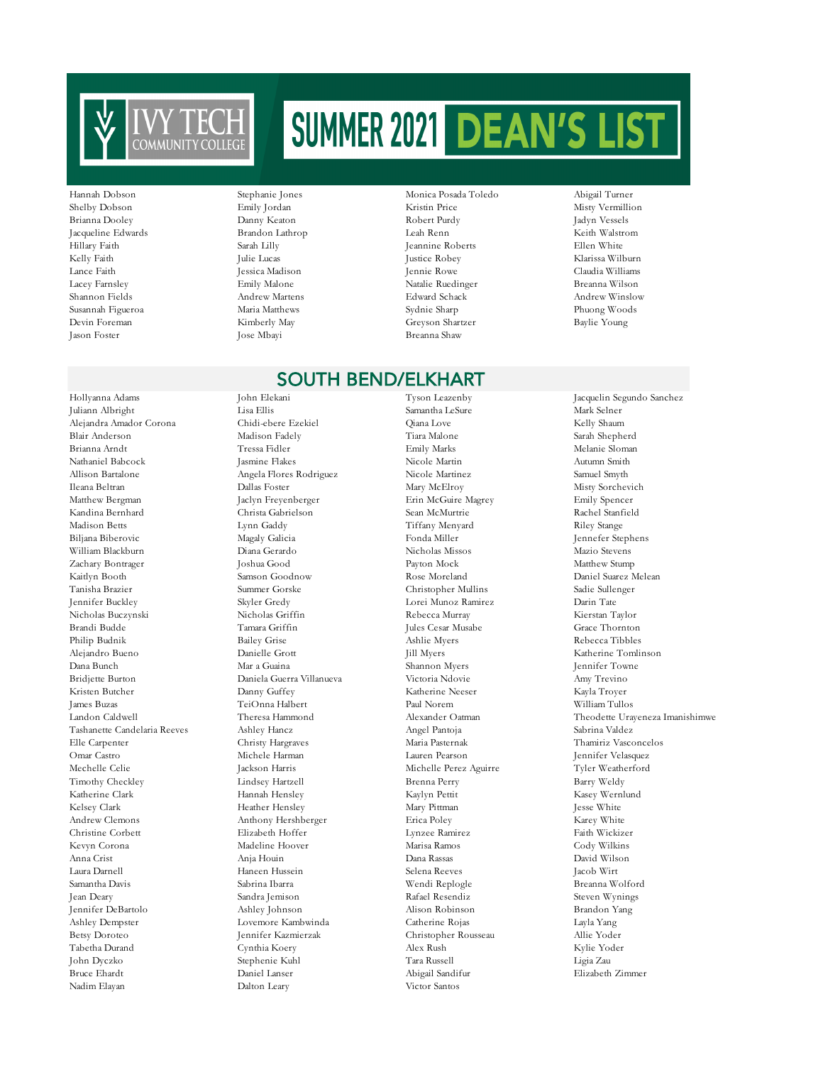# IVY TECH COMMUNITY COLLEGE SUMMER 2021 DEAN'S LIST

Hannah Dobson
Shelby Dobson
Brianna Dooley
Jacqueline Edwards
Hillary Faith
Kelly Faith
Lance Faith
Lacey Farnsley
Shannon Fields
Susannah Figueroa
Devin Foreman
Jason Foster
Stephanie Jones
Emily Jordan
Danny Keaton
Brandon Lathrop
Sarah Lilly
Julie Lucas
Jessica Madison
Emily Malone
Andrew Martens
Maria Matthews
Kimberly May
Jose Mbayi
Monica Posada Toledo
Kristin Price
Robert Purdy
Leah Renn
Jeannine Roberts
Justice Robey
Jennie Rowe
Natalie Ruedinger
Edward Schack
Sydnie Sharp
Greyson Shartzer
Breanna Shaw
Abigail Turner
Misty Vermillion
Jadyn Vessels
Keith Walstrom
Ellen White
Klarissa Wilburn
Claudia Williams
Breanna Wilson
Andrew Winslow
Phuong Woods
Baylie Young

## SOUTH BEND/ELKHART

Hollyanna Adams
Juliann Albright
Alejandra Amador Corona
Blair Anderson
Brianna Arndt
Nathaniel Babcock
Allison Bartalone
Ileana Beltran
Matthew Bergman
Kandina Bernhard
Madison Betts
Biljana Biberovic
William Blackburn
Zachary Bontrager
Kaitlyn Booth
Tanisha Brazier
Jennifer Buckley
Nicholas Buczynski
Brandi Budde
Philip Budnik
Alejandro Bueno
Dana Bunch
Bridjette Burton
Kristen Butcher
James Buzas
Landon Caldwell
Tashanette Candelaria Reeves
Elle Carpenter
Omar Castro
Mechelle Celie
Timothy Checkley
Katherine Clark
Kelsey Clark
Andrew Clemons
Christine Corbett
Kevyn Corona
Anna Crist
Laura Darnell
Samantha Davis
Jean Deary
Jennifer DeBartolo
Ashley Dempster
Betsy Doroteo
Tabetha Durand
John Dyczko
Bruce Ehardt
Nadim Elayan
John Elekani
Lisa Ellis
Chidi-ebere Ezekiel
Madison Fadely
Tressa Fidler
Jasmine Flakes
Angela Flores Rodriguez
Dallas Foster
Jaclyn Freyenberger
Christa Gabrielson
Lynn Gaddy
Magaly Galicia
Diana Gerardo
Joshua Good
Samson Goodnow
Summer Gorske
Skyler Gredy
Nicholas Griffin
Tamara Griffin
Bailey Grise
Danielle Grott
Mar a Guaina
Daniela Guerra Villanueva
Danny Guffey
TeiOnna Halbert
Theresa Hammond
Ashley Hancz
Christy Hargraves
Michele Harman
Jackson Harris
Lindsey Hartzell
Hannah Hensley
Heather Hensley
Anthony Hershberger
Elizabeth Hoffer
Madeline Hoover
Anja Houin
Haneen Hussein
Sabrina Ibarra
Sandra Jemison
Ashley Johnson
Lovemore Kambwinda
Jennifer Kazmierzak
Cynthia Koery
Stephenie Kuhl
Daniel Lanser
Dalton Leary
Tyson Leazenby
Samantha LeSure
Qiana Love
Tiara Malone
Emily Marks
Nicole Martin
Nicole Martinez
Mary McElroy
Erin McGuire Magrey
Sean McMurtrie
Tiffany Menyard
Fonda Miller
Nicholas Missos
Payton Mock
Rose Moreland
Christopher Mullins
Lorei Munoz Ramirez
Rebecca Murray
Jules Cesar Musabe
Ashlie Myers
Jill Myers
Shannon Myers
Victoria Ndovie
Katherine Neeser
Paul Norem
Alexander Oatman
Angel Pantoja
Maria Pasternak
Lauren Pearson
Michelle Perez Aguirre
Brenna Perry
Kaylyn Pettit
Mary Pittman
Erica Poley
Lynzee Ramirez
Marisa Ramos
Dana Rassas
Selena Reeves
Wendi Replogle
Rafael Resendiz
Alison Robinson
Catherine Rojas
Christopher Rousseau
Alex Rush
Tara Russell
Abigail Sandifur
Victor Santos
Jacquelin Segundo Sanchez
Mark Selner
Kelly Shaum
Sarah Shepherd
Melanie Sloman
Autumn Smith
Samuel Smyth
Misty Sorchevich
Emily Spencer
Rachel Stanfield
Riley Stange
Jennefer Stephens
Mazio Stevens
Matthew Stump
Daniel Suarez Melean
Sadie Sullenger
Darin Tate
Kierstan Taylor
Grace Thornton
Rebecca Tibbles
Katherine Tomlinson
Jennifer Towne
Amy Trevino
Kayla Troyer
William Tullos
Theodette Urayeneza Imanishimwe
Sabrina Valdez
Thamiriz Vasconcelos
Jennifer Velasquez
Tyler Weatherford
Barry Weldy
Kasey Wernlund
Jesse White
Karey White
Faith Wickizer
Cody Wilkins
David Wilson
Jacob Wirt
Breanna Wolford
Steven Wynings
Brandon Yang
Layla Yang
Allie Yoder
Kylie Yoder
Ligia Zau
Elizabeth Zimmer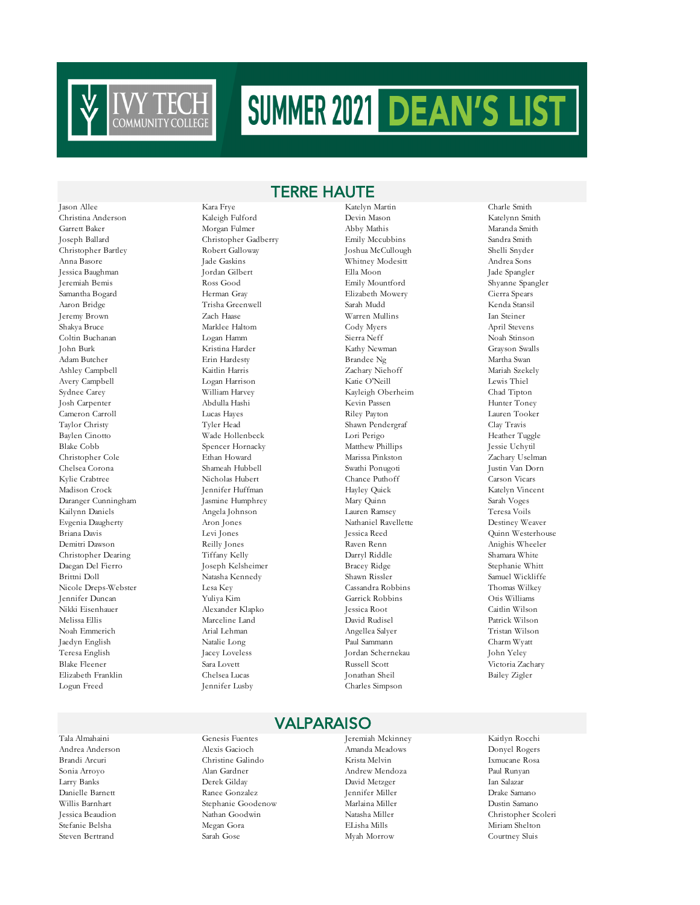# IVY TECH COMMUNITY COLLEGE SUMMER 2021 DEAN'S LIST

## TERRE HAUTE

Jason Allee
Christina Anderson
Garrett Baker
Joseph Ballard
Christopher Bartley
Anna Basore
Jessica Baughman
Jeremiah Bemis
Samantha Bogard
Aaron Bridge
Jeremy Brown
Shakya Bruce
Coltin Buchanan
John Burk
Adam Butcher
Ashley Campbell
Avery Campbell
Sydnee Carey
Josh Carpenter
Cameron Carroll
Taylor Christy
Baylen Cinotto
Blake Cobb
Christopher Cole
Chelsea Corona
Kylie Crabtree
Madison Crock
Daranger Cunningham
Kailynn Daniels
Evgenia Daugherty
Briana Davis
Demitri Dawson
Christopher Dearing
Daegan Del Fierro
Brittni Doll
Nicole Dreps-Webster
Jennifer Duncan
Nikki Eisenhauer
Melissa Ellis
Noah Emmerich
Jaedyn English
Teresa English
Blake Fleener
Elizabeth Franklin
Logun Freed
Kara Frye
Kaleigh Fulford
Morgan Fulmer
Christopher Gadberry
Robert Galloway
Jade Gaskins
Jordan Gilbert
Ross Good
Herman Gray
Trisha Greenwell
Zach Haase
Marklee Haltom
Logan Hamm
Kristina Harder
Erin Hardesty
Kaitlin Harris
Logan Harrison
William Harvey
Abdulla Hashi
Lucas Hayes
Tyler Head
Wade Hollenbeck
Spencer Hornacky
Ethan Howard
Shameah Hubbell
Nicholas Hubert
Jennifer Huffman
Jasmine Humphrey
Angela Johnson
Aron Jones
Levi Jones
Reilly Jones
Tiffany Kelly
Joseph Kelsheimer
Natasha Kennedy
Lesa Key
Yuliya Kim
Alexander Klapko
Marceline Land
Arial Lehman
Natalie Long
Jacey Loveless
Sara Lovett
Chelsea Lucas
Jennifer Lusby
Katelyn Martin
Devin Mason
Abby Mathis
Emily Mccubbins
Joshua McCullough
Whitney Modesitt
Ella Moon
Emily Mountford
Elizabeth Mowery
Sarah Mudd
Warren Mullins
Cody Myers
Sierra Neff
Kathy Newman
Brandee Ng
Zachary Niehoff
Katie O'Neill
Kayleigh Oberheim
Kevin Passen
Riley Payton
Shawn Pendergraf
Lori Perigo
Matthew Phillips
Marissa Pinkston
Swathi Ponugoti
Chance Puthoff
Hayley Quick
Mary Quinn
Lauren Ramsey
Nathaniel Ravellette
Jessica Reed
Raven Renn
Darryl Riddle
Bracey Ridge
Shawn Rissler
Cassandra Robbins
Garrick Robbins
Jessica Root
David Rudisel
Angellea Salyer
Paul Sammann
Jordan Schernekau
Russell Scott
Jonathan Sheil
Charles Simpson
Charle Smith
Katelynn Smith
Maranda Smith
Sandra Smith
Shelli Snyder
Andrea Sons
Jade Spangler
Shyanne Spangler
Cierra Spears
Kenda Stansil
Ian Steiner
April Stevens
Noah Stinson
Grayson Swalls
Martha Swan
Mariah Szekely
Lewis Thiel
Chad Tipton
Hunter Toney
Lauren Tooker
Clay Travis
Heather Tuggle
Jessie Uchytil
Zachary Uselman
Justin Van Dorn
Carson Vicars
Katelyn Vincent
Sarah Voges
Teresa Voils
Destiney Weaver
Quinn Westerhouse
Anighis Wheeler
Shamara White
Stephanie Whitt
Samuel Wickliffe
Thomas Wilkey
Otis Williams
Caitlin Wilson
Patrick Wilson
Tristan Wilson
Charm Wyatt
John Yeley
Victoria Zachary
Bailey Zigler

## VALPARAISO

Tala Almahaini
Andrea Anderson
Brandi Arcuri
Sonia Arroyo
Larry Banks
Danielle Barnett
Willis Barnhart
Jessica Beaudion
Stefanie Belsha
Steven Bertrand
Genesis Fuentes
Alexis Gacioch
Christine Galindo
Alan Gardner
Derek Gilday
Ranee Gonzalez
Stephanie Goodenow
Nathan Goodwin
Megan Gora
Sarah Gose
Jeremiah Mckinney
Amanda Meadows
Krista Melvin
Andrew Mendoza
David Metzger
Jennifer Miller
Marlaina Miller
Natasha Miller
ELisha Mills
Myah Morrow
Kaitlyn Rocchi
Donyel Rogers
Ixmucane Rosa
Paul Runyan
Ian Salazar
Drake Samano
Dustin Samano
Christopher Scoleri
Miriam Shelton
Courtney Sluis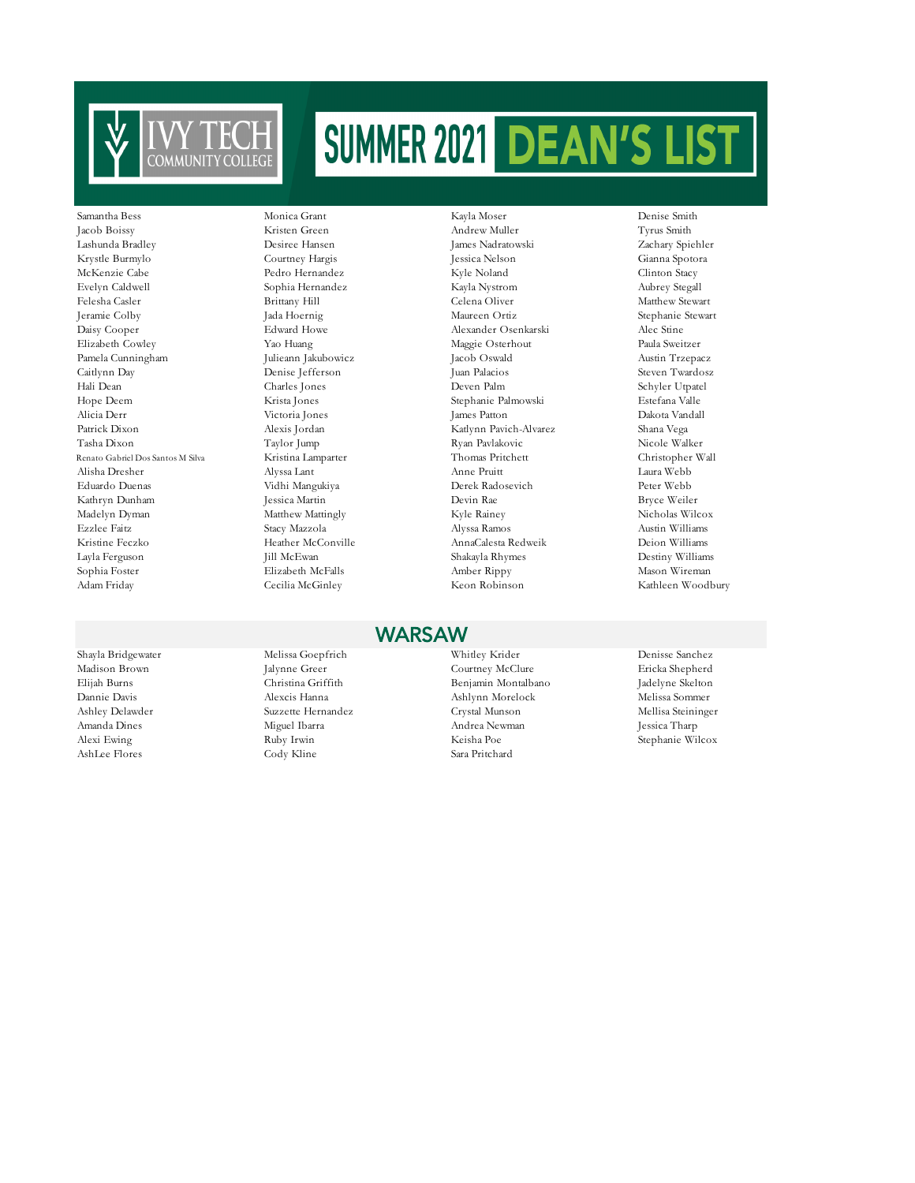# IVY TECH COMMUNITY COLLEGE

# SUMMER 2021 DEAN'S LIST

Samantha Bess
Jacob Boissy
Lashunda Bradley
Krystle Burmylo
McKenzie Cabe
Evelyn Caldwell
Felesha Casler
Jeramie Colby
Daisy Cooper
Elizabeth Cowley
Pamela Cunningham
Caitlynn Day
Hali Dean
Hope Deem
Alicia Derr
Patrick Dixon
Tasha Dixon
Renato Gabriel Dos Santos M Silva
Alisha Dresher
Eduardo Duenas
Kathryn Dunham
Madelyn Dyman
Ezzlee Faitz
Kristine Feczko
Layla Ferguson
Sophia Foster
Adam Friday
Monica Grant
Kristen Green
Desiree Hansen
Courtney Hargis
Pedro Hernandez
Sophia Hernandez
Brittany Hill
Jada Hoernig
Edward Howe
Yao Huang
Julieann Jakubowicz
Denise Jefferson
Charles Jones
Krista Jones
Victoria Jones
Alexis Jordan
Taylor Jump
Kristina Lamparter
Alyssa Lant
Vidhi Mangukiya
Jessica Martin
Matthew Mattingly
Stacy Mazzola
Heather McConville
Jill McEwan
Elizabeth McFalls
Cecilia McGinley
Kayla Moser
Andrew Muller
James Nadratowski
Jessica Nelson
Kyle Noland
Kayla Nystrom
Celena Oliver
Maureen Ortiz
Alexander Osenkarski
Maggie Osterhout
Jacob Oswald
Juan Palacios
Deven Palm
Stephanie Palmowski
James Patton
Katlynn Pavich-Alvarez
Ryan Pavlakovic
Thomas Pritchett
Anne Pruitt
Derek Radosevich
Devin Rae
Kyle Rainey
Alyssa Ramos
AnnaCalesta Redweik
Shakayla Rhymes
Amber Rippy
Keon Robinson
Denise Smith
Tyrus Smith
Zachary Spiehler
Gianna Spotora
Clinton Stacy
Aubrey Stegall
Matthew Stewart
Stephanie Stewart
Alec Stine
Paula Sweitzer
Austin Trzepacz
Steven Twardosz
Schyler Utpatel
Estefana Valle
Dakota Vandall
Shana Vega
Nicole Walker
Christopher Wall
Laura Webb
Peter Webb
Bryce Weiler
Nicholas Wilcox
Austin Williams
Deion Williams
Destiny Williams
Mason Wireman
Kathleen Woodbury

## WARSAW

Shayla Bridgewater
Madison Brown
Elijah Burns
Dannie Davis
Ashley Delawder
Amanda Dines
Alexi Ewing
AshLee Flores
Melissa Goepfrich
Jalynne Greer
Christina Griffith
Alexcis Hanna
Suzzette Hernandez
Miguel Ibarra
Ruby Irwin
Cody Kline
Whitley Krider
Courtney McClure
Benjamin Montalbano
Ashlynn Morelock
Crystal Munson
Andrea Newman
Keisha Poe
Sara Pritchard
Denisse Sanchez
Ericka Shepherd
Jadelyne Skelton
Melissa Sommer
Mellisa Steininger
Jessica Tharp
Stephanie Wilcox